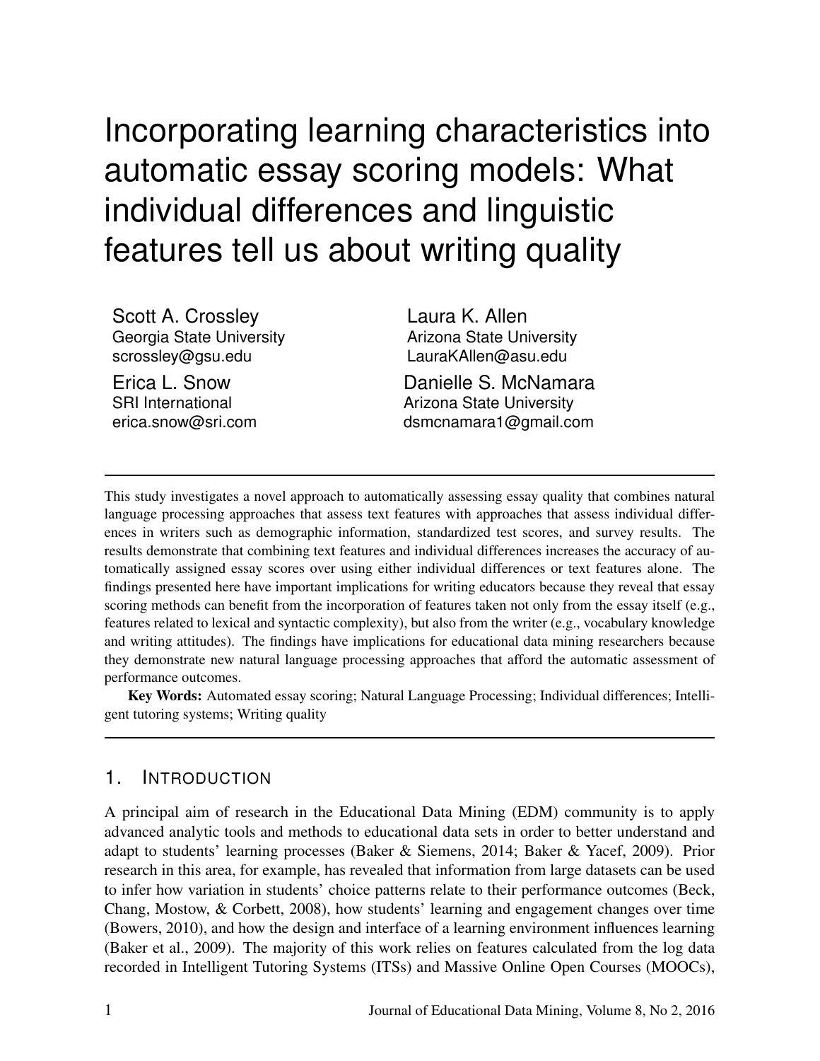# Incorporating learning characteristics into automatic essay scoring models: What individual differences and linguistic features tell us about writing quality

Scott A. Crossley
Georgia State University
scrossley@gsu.edu

Laura K. Allen
Arizona State University
LauraKAllen@asu.edu

Erica L. Snow
SRI International
erica.snow@sri.com

Danielle S. McNamara
Arizona State University
dsmcnamara1@gmail.com

---

This study investigates a novel approach to automatically assessing essay quality that combines natural language processing approaches that assess text features with approaches that assess individual differences in writers such as demographic information, standardized test scores, and survey results. The results demonstrate that combining text features and individual differences increases the accuracy of automatically assigned essay scores over using either individual differences or text features alone. The findings presented here have important implications for writing educators because they reveal that essay scoring methods can benefit from the incorporation of features taken not only from the essay itself (e.g., features related to lexical and syntactic complexity), but also from the writer (e.g., vocabulary knowledge and writing attitudes). The findings have implications for educational data mining researchers because they demonstrate new natural language processing approaches that afford the automatic assessment of performance outcomes.

**Key Words:** Automated essay scoring; Natural Language Processing; Individual differences; Intelligent tutoring systems; Writing quality

---

## 1. Introduction

A principal aim of research in the Educational Data Mining (EDM) community is to apply advanced analytic tools and methods to educational data sets in order to better understand and adapt to students' learning processes (Baker & Siemens, 2014; Baker & Yacef, 2009). Prior research in this area, for example, has revealed that information from large datasets can be used to infer how variation in students' choice patterns relate to their performance outcomes (Beck, Chang, Mostow, & Corbett, 2008), how students' learning and engagement changes over time (Bowers, 2010), and how the design and interface of a learning environment influences learning (Baker et al., 2009). The majority of this work relies on features calculated from the log data recorded in Intelligent Tutoring Systems (ITSs) and Massive Online Open Courses (MOOCs),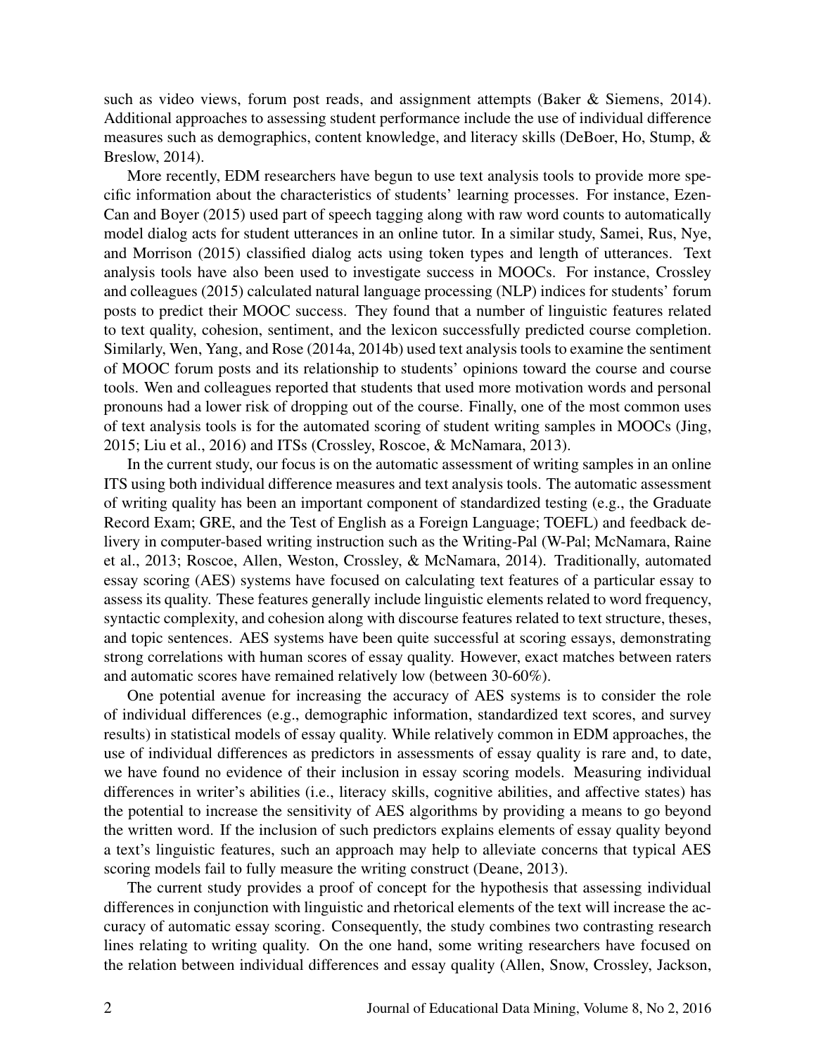such as video views, forum post reads, and assignment attempts (Baker & Siemens, 2014). Additional approaches to assessing student performance include the use of individual difference measures such as demographics, content knowledge, and literacy skills (DeBoer, Ho, Stump, & Breslow, 2014).

More recently, EDM researchers have begun to use text analysis tools to provide more specific information about the characteristics of students' learning processes. For instance, Ezen-Can and Boyer (2015) used part of speech tagging along with raw word counts to automatically model dialog acts for student utterances in an online tutor. In a similar study, Samei, Rus, Nye, and Morrison (2015) classified dialog acts using token types and length of utterances. Text analysis tools have also been used to investigate success in MOOCs. For instance, Crossley and colleagues (2015) calculated natural language processing (NLP) indices for students' forum posts to predict their MOOC success. They found that a number of linguistic features related to text quality, cohesion, sentiment, and the lexicon successfully predicted course completion. Similarly, Wen, Yang, and Rose (2014a, 2014b) used text analysis tools to examine the sentiment of MOOC forum posts and its relationship to students' opinions toward the course and course tools. Wen and colleagues reported that students that used more motivation words and personal pronouns had a lower risk of dropping out of the course. Finally, one of the most common uses of text analysis tools is for the automated scoring of student writing samples in MOOCs (Jing, 2015; Liu et al., 2016) and ITSs (Crossley, Roscoe, & McNamara, 2013).

In the current study, our focus is on the automatic assessment of writing samples in an online ITS using both individual difference measures and text analysis tools. The automatic assessment of writing quality has been an important component of standardized testing (e.g., the Graduate Record Exam; GRE, and the Test of English as a Foreign Language; TOEFL) and feedback delivery in computer-based writing instruction such as the Writing-Pal (W-Pal; McNamara, Raine et al., 2013; Roscoe, Allen, Weston, Crossley, & McNamara, 2014). Traditionally, automated essay scoring (AES) systems have focused on calculating text features of a particular essay to assess its quality. These features generally include linguistic elements related to word frequency, syntactic complexity, and cohesion along with discourse features related to text structure, theses, and topic sentences. AES systems have been quite successful at scoring essays, demonstrating strong correlations with human scores of essay quality. However, exact matches between raters and automatic scores have remained relatively low (between 30-60%).

One potential avenue for increasing the accuracy of AES systems is to consider the role of individual differences (e.g., demographic information, standardized text scores, and survey results) in statistical models of essay quality. While relatively common in EDM approaches, the use of individual differences as predictors in assessments of essay quality is rare and, to date, we have found no evidence of their inclusion in essay scoring models. Measuring individual differences in writer's abilities (i.e., literacy skills, cognitive abilities, and affective states) has the potential to increase the sensitivity of AES algorithms by providing a means to go beyond the written word. If the inclusion of such predictors explains elements of essay quality beyond a text's linguistic features, such an approach may help to alleviate concerns that typical AES scoring models fail to fully measure the writing construct (Deane, 2013).

The current study provides a proof of concept for the hypothesis that assessing individual differences in conjunction with linguistic and rhetorical elements of the text will increase the accuracy of automatic essay scoring. Consequently, the study combines two contrasting research lines relating to writing quality. On the one hand, some writing researchers have focused on the relation between individual differences and essay quality (Allen, Snow, Crossley, Jackson,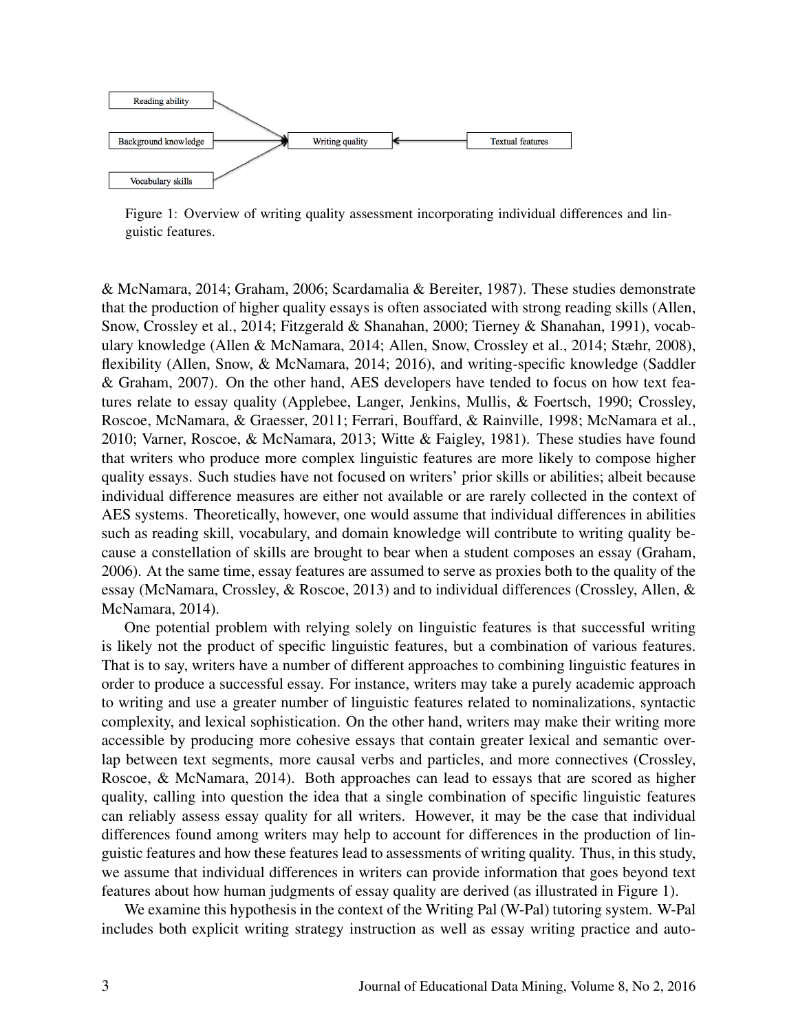Figure 1: Overview of writing quality assessment incorporating individual differences and linguistic features.

& McNamara, 2014; Graham, 2006; Scardamalia & Bereiter, 1987). These studies demonstrate that the production of higher quality essays is often associated with strong reading skills (Allen, Snow, Crossley et al., 2014; Fitzgerald & Shanahan, 2000; Tierney & Shanahan, 1991), vocabulary knowledge (Allen & McNamara, 2014; Allen, Snow, Crossley et al., 2014; Stæhr, 2008), flexibility (Allen, Snow, & McNamara, 2014; 2016), and writing-specific knowledge (Saddler & Graham, 2007). On the other hand, AES developers have tended to focus on how text features relate to essay quality (Applebee, Langer, Jenkins, Mullis, & Foertsch, 1990; Crossley, Roscoe, McNamara, & Graesser, 2011; Ferrari, Bouffard, & Rainville, 1998; McNamara et al., 2010; Varner, Roscoe, & McNamara, 2013; Witte & Faigley, 1981). These studies have found that writers who produce more complex linguistic features are more likely to compose higher quality essays. Such studies have not focused on writers' prior skills or abilities; albeit because individual difference measures are either not available or are rarely collected in the context of AES systems. Theoretically, however, one would assume that individual differences in abilities such as reading skill, vocabulary, and domain knowledge will contribute to writing quality because a constellation of skills are brought to bear when a student composes an essay (Graham, 2006). At the same time, essay features are assumed to serve as proxies both to the quality of the essay (McNamara, Crossley, & Roscoe, 2013) and to individual differences (Crossley, Allen, & McNamara, 2014).

One potential problem with relying solely on linguistic features is that successful writing is likely not the product of specific linguistic features, but a combination of various features. That is to say, writers have a number of different approaches to combining linguistic features in order to produce a successful essay. For instance, writers may take a purely academic approach to writing and use a greater number of linguistic features related to nominalizations, syntactic complexity, and lexical sophistication. On the other hand, writers may make their writing more accessible by producing more cohesive essays that contain greater lexical and semantic overlap between text segments, more causal verbs and particles, and more connectives (Crossley, Roscoe, & McNamara, 2014). Both approaches can lead to essays that are scored as higher quality, calling into question the idea that a single combination of specific linguistic features can reliably assess essay quality for all writers. However, it may be the case that individual differences found among writers may help to account for differences in the production of linguistic features and how these features lead to assessments of writing quality. Thus, in this study, we assume that individual differences in writers can provide information that goes beyond text features about how human judgments of essay quality are derived (as illustrated in Figure 1).

We examine this hypothesis in the context of the Writing Pal (W-Pal) tutoring system. W-Pal includes both explicit writing strategy instruction as well as essay writing practice and auto-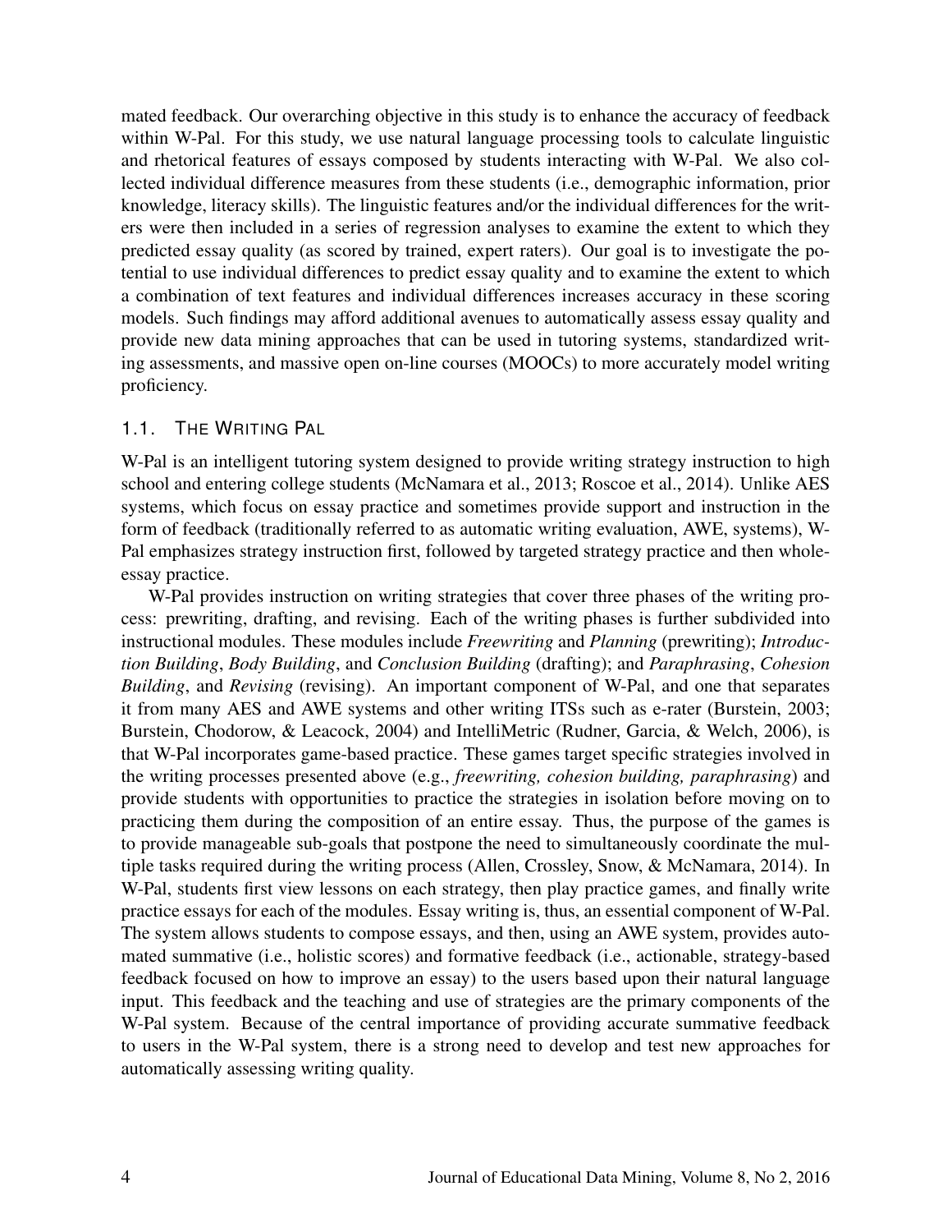mated feedback. Our overarching objective in this study is to enhance the accuracy of feedback within W-Pal. For this study, we use natural language processing tools to calculate linguistic and rhetorical features of essays composed by students interacting with W-Pal. We also collected individual difference measures from these students (i.e., demographic information, prior knowledge, literacy skills). The linguistic features and/or the individual differences for the writers were then included in a series of regression analyses to examine the extent to which they predicted essay quality (as scored by trained, expert raters). Our goal is to investigate the potential to use individual differences to predict essay quality and to examine the extent to which a combination of text features and individual differences increases accuracy in these scoring models. Such findings may afford additional avenues to automatically assess essay quality and provide new data mining approaches that can be used in tutoring systems, standardized writing assessments, and massive open on-line courses (MOOCs) to more accurately model writing proficiency.

### 1.1. The Writing Pal

W-Pal is an intelligent tutoring system designed to provide writing strategy instruction to high school and entering college students (McNamara et al., 2013; Roscoe et al., 2014). Unlike AES systems, which focus on essay practice and sometimes provide support and instruction in the form of feedback (traditionally referred to as automatic writing evaluation, AWE, systems), W-Pal emphasizes strategy instruction first, followed by targeted strategy practice and then whole-essay practice.

W-Pal provides instruction on writing strategies that cover three phases of the writing process: prewriting, drafting, and revising. Each of the writing phases is further subdivided into instructional modules. These modules include *Freewriting* and *Planning* (prewriting); *Introduction Building*, *Body Building*, and *Conclusion Building* (drafting); and *Paraphrasing*, *Cohesion Building*, and *Revising* (revising). An important component of W-Pal, and one that separates it from many AES and AWE systems and other writing ITSs such as e-rater (Burstein, 2003; Burstein, Chodorow, & Leacock, 2004) and IntelliMetric (Rudner, Garcia, & Welch, 2006), is that W-Pal incorporates game-based practice. These games target specific strategies involved in the writing processes presented above (e.g., *freewriting, cohesion building, paraphrasing*) and provide students with opportunities to practice the strategies in isolation before moving on to practicing them during the composition of an entire essay. Thus, the purpose of the games is to provide manageable sub-goals that postpone the need to simultaneously coordinate the multiple tasks required during the writing process (Allen, Crossley, Snow, & McNamara, 2014). In W-Pal, students first view lessons on each strategy, then play practice games, and finally write practice essays for each of the modules. Essay writing is, thus, an essential component of W-Pal. The system allows students to compose essays, and then, using an AWE system, provides automated summative (i.e., holistic scores) and formative feedback (i.e., actionable, strategy-based feedback focused on how to improve an essay) to the users based upon their natural language input. This feedback and the teaching and use of strategies are the primary components of the W-Pal system. Because of the central importance of providing accurate summative feedback to users in the W-Pal system, there is a strong need to develop and test new approaches for automatically assessing writing quality.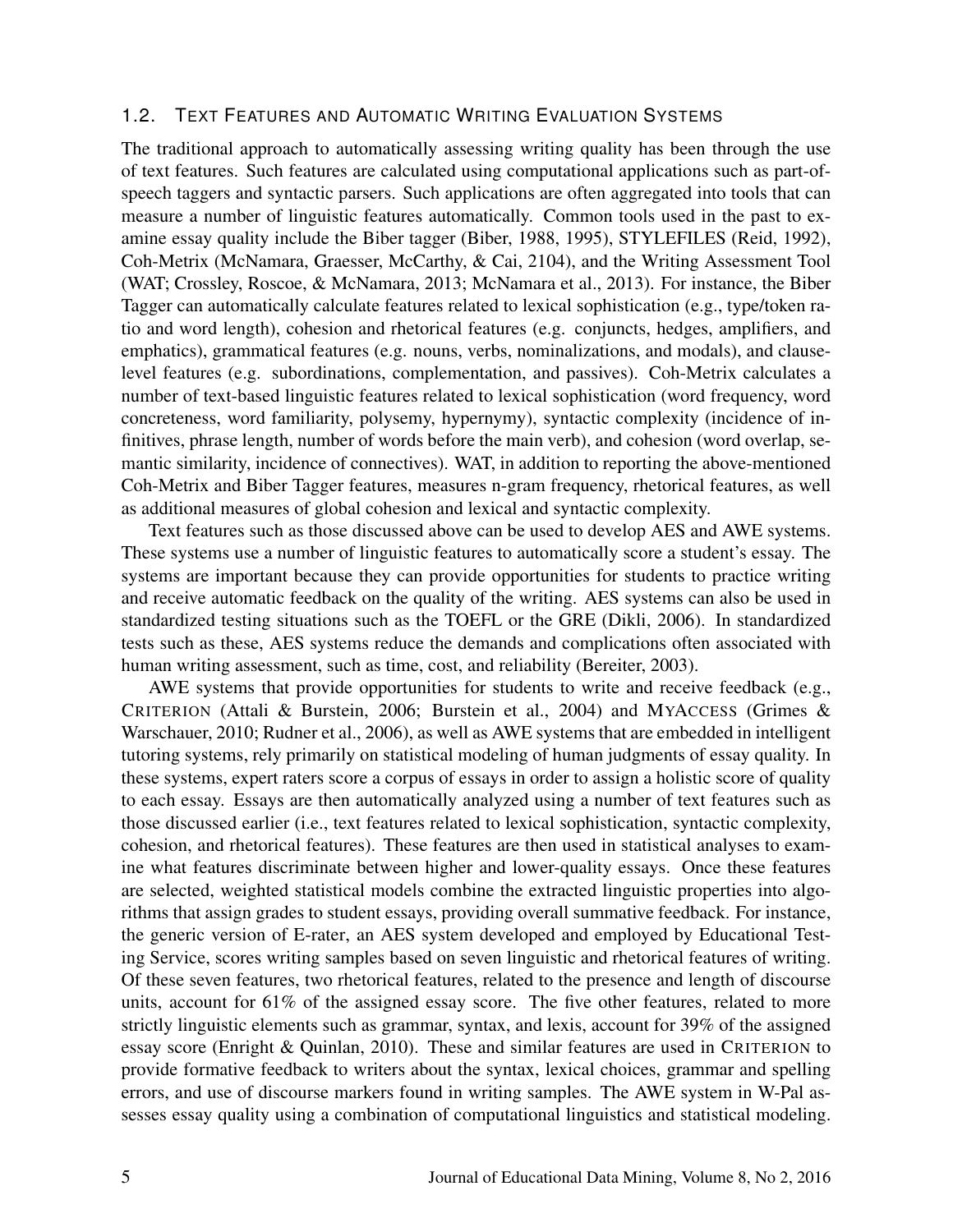### 1.2. Text Features and Automatic Writing Evaluation Systems

The traditional approach to automatically assessing writing quality has been through the use of text features. Such features are calculated using computational applications such as part-of-speech taggers and syntactic parsers. Such applications are often aggregated into tools that can measure a number of linguistic features automatically. Common tools used in the past to examine essay quality include the Biber tagger (Biber, 1988, 1995), STYLEFILES (Reid, 1992), Coh-Metrix (McNamara, Graesser, McCarthy, & Cai, 2104), and the Writing Assessment Tool (WAT; Crossley, Roscoe, & McNamara, 2013; McNamara et al., 2013). For instance, the Biber Tagger can automatically calculate features related to lexical sophistication (e.g., type/token ratio and word length), cohesion and rhetorical features (e.g. conjuncts, hedges, amplifiers, and emphatics), grammatical features (e.g. nouns, verbs, nominalizations, and modals), and clause-level features (e.g. subordinations, complementation, and passives). Coh-Metrix calculates a number of text-based linguistic features related to lexical sophistication (word frequency, word concreteness, word familiarity, polysemy, hypernymy), syntactic complexity (incidence of infinitives, phrase length, number of words before the main verb), and cohesion (word overlap, semantic similarity, incidence of connectives). WAT, in addition to reporting the above-mentioned Coh-Metrix and Biber Tagger features, measures n-gram frequency, rhetorical features, as well as additional measures of global cohesion and lexical and syntactic complexity.

Text features such as those discussed above can be used to develop AES and AWE systems. These systems use a number of linguistic features to automatically score a student's essay. The systems are important because they can provide opportunities for students to practice writing and receive automatic feedback on the quality of the writing. AES systems can also be used in standardized testing situations such as the TOEFL or the GRE (Dikli, 2006). In standardized tests such as these, AES systems reduce the demands and complications often associated with human writing assessment, such as time, cost, and reliability (Bereiter, 2003).

AWE systems that provide opportunities for students to write and receive feedback (e.g., CRITERION (Attali & Burstein, 2006; Burstein et al., 2004) and MYACCESS (Grimes & Warschauer, 2010; Rudner et al., 2006), as well as AWE systems that are embedded in intelligent tutoring systems, rely primarily on statistical modeling of human judgments of essay quality. In these systems, expert raters score a corpus of essays in order to assign a holistic score of quality to each essay. Essays are then automatically analyzed using a number of text features such as those discussed earlier (i.e., text features related to lexical sophistication, syntactic complexity, cohesion, and rhetorical features). These features are then used in statistical analyses to examine what features discriminate between higher and lower-quality essays. Once these features are selected, weighted statistical models combine the extracted linguistic properties into algorithms that assign grades to student essays, providing overall summative feedback. For instance, the generic version of E-rater, an AES system developed and employed by Educational Testing Service, scores writing samples based on seven linguistic and rhetorical features of writing. Of these seven features, two rhetorical features, related to the presence and length of discourse units, account for 61% of the assigned essay score. The five other features, related to more strictly linguistic elements such as grammar, syntax, and lexis, account for 39% of the assigned essay score (Enright & Quinlan, 2010). These and similar features are used in CRITERION to provide formative feedback to writers about the syntax, lexical choices, grammar and spelling errors, and use of discourse markers found in writing samples. The AWE system in W-Pal assesses essay quality using a combination of computational linguistics and statistical modeling.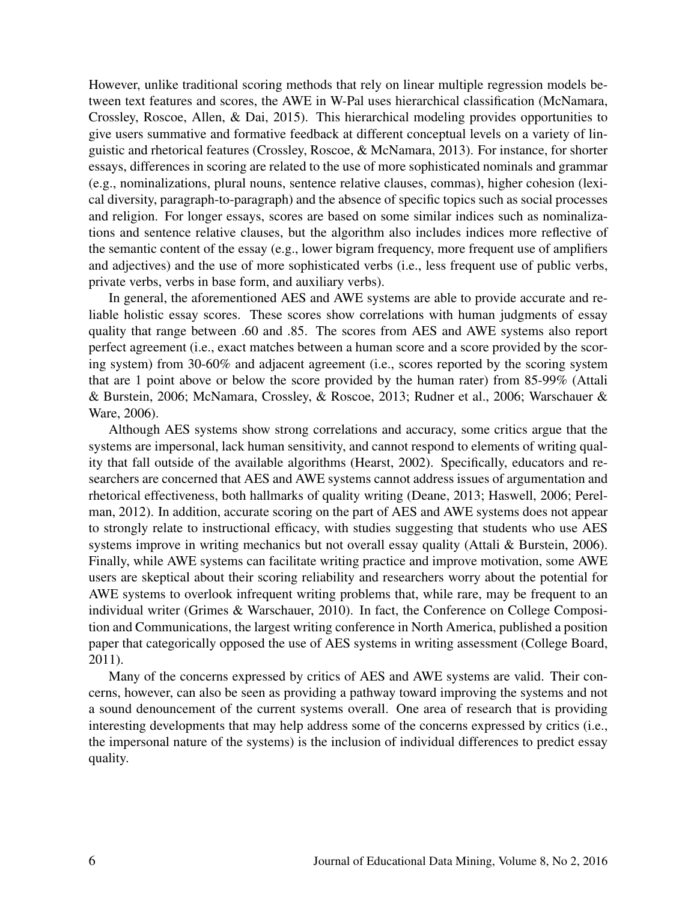However, unlike traditional scoring methods that rely on linear multiple regression models between text features and scores, the AWE in W-Pal uses hierarchical classification (McNamara, Crossley, Roscoe, Allen, & Dai, 2015). This hierarchical modeling provides opportunities to give users summative and formative feedback at different conceptual levels on a variety of linguistic and rhetorical features (Crossley, Roscoe, & McNamara, 2013). For instance, for shorter essays, differences in scoring are related to the use of more sophisticated nominals and grammar (e.g., nominalizations, plural nouns, sentence relative clauses, commas), higher cohesion (lexical diversity, paragraph-to-paragraph) and the absence of specific topics such as social processes and religion. For longer essays, scores are based on some similar indices such as nominalizations and sentence relative clauses, but the algorithm also includes indices more reflective of the semantic content of the essay (e.g., lower bigram frequency, more frequent use of amplifiers and adjectives) and the use of more sophisticated verbs (i.e., less frequent use of public verbs, private verbs, verbs in base form, and auxiliary verbs).

In general, the aforementioned AES and AWE systems are able to provide accurate and reliable holistic essay scores. These scores show correlations with human judgments of essay quality that range between .60 and .85. The scores from AES and AWE systems also report perfect agreement (i.e., exact matches between a human score and a score provided by the scoring system) from 30-60% and adjacent agreement (i.e., scores reported by the scoring system that are 1 point above or below the score provided by the human rater) from 85-99% (Attali & Burstein, 2006; McNamara, Crossley, & Roscoe, 2013; Rudner et al., 2006; Warschauer & Ware, 2006).

Although AES systems show strong correlations and accuracy, some critics argue that the systems are impersonal, lack human sensitivity, and cannot respond to elements of writing quality that fall outside of the available algorithms (Hearst, 2002). Specifically, educators and researchers are concerned that AES and AWE systems cannot address issues of argumentation and rhetorical effectiveness, both hallmarks of quality writing (Deane, 2013; Haswell, 2006; Perelman, 2012). In addition, accurate scoring on the part of AES and AWE systems does not appear to strongly relate to instructional efficacy, with studies suggesting that students who use AES systems improve in writing mechanics but not overall essay quality (Attali & Burstein, 2006). Finally, while AWE systems can facilitate writing practice and improve motivation, some AWE users are skeptical about their scoring reliability and researchers worry about the potential for AWE systems to overlook infrequent writing problems that, while rare, may be frequent to an individual writer (Grimes & Warschauer, 2010). In fact, the Conference on College Composition and Communications, the largest writing conference in North America, published a position paper that categorically opposed the use of AES systems in writing assessment (College Board, 2011).

Many of the concerns expressed by critics of AES and AWE systems are valid. Their concerns, however, can also be seen as providing a pathway toward improving the systems and not a sound denouncement of the current systems overall. One area of research that is providing interesting developments that may help address some of the concerns expressed by critics (i.e., the impersonal nature of the systems) is the inclusion of individual differences to predict essay quality.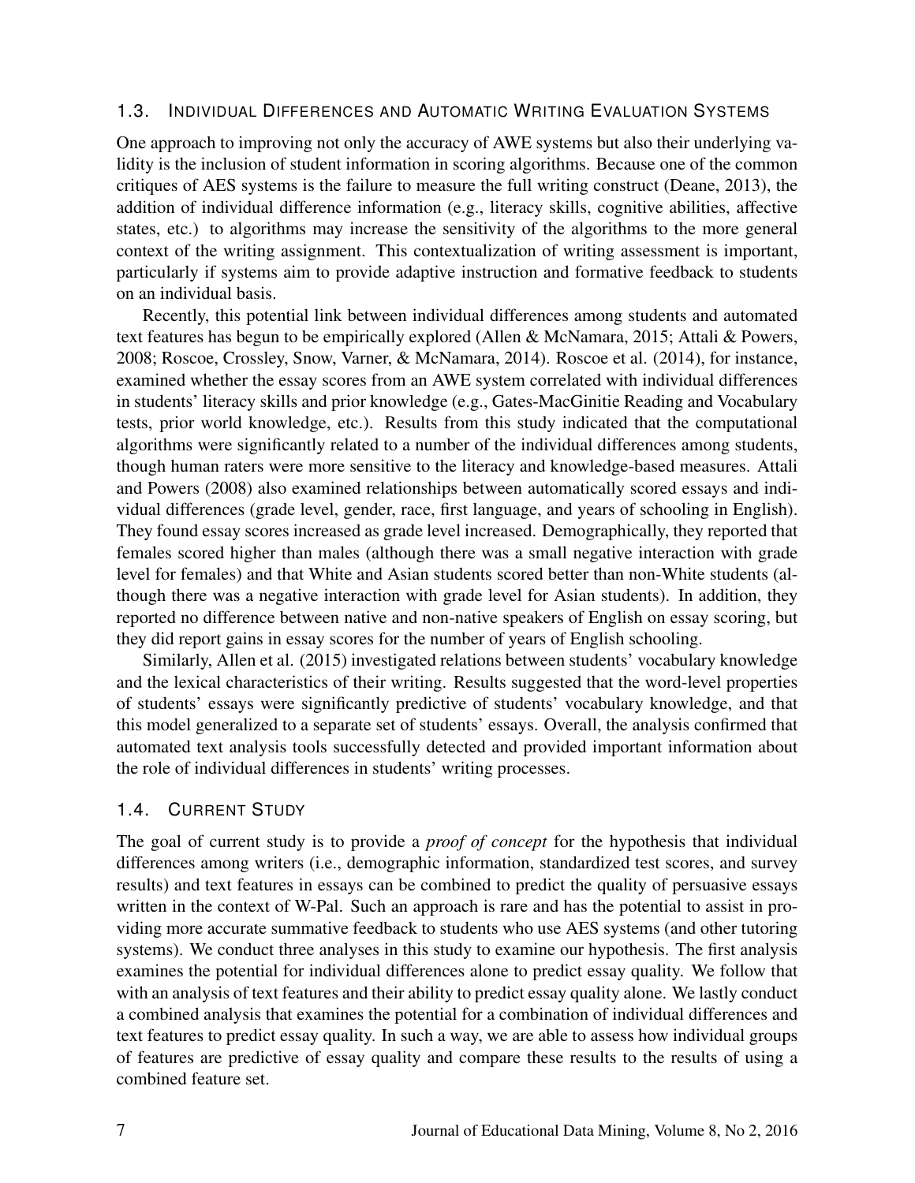### 1.3. Individual Differences and Automatic Writing Evaluation Systems

One approach to improving not only the accuracy of AWE systems but also their underlying validity is the inclusion of student information in scoring algorithms. Because one of the common critiques of AES systems is the failure to measure the full writing construct (Deane, 2013), the addition of individual difference information (e.g., literacy skills, cognitive abilities, affective states, etc.) to algorithms may increase the sensitivity of the algorithms to the more general context of the writing assignment. This contextualization of writing assessment is important, particularly if systems aim to provide adaptive instruction and formative feedback to students on an individual basis.

Recently, this potential link between individual differences among students and automated text features has begun to be empirically explored (Allen & McNamara, 2015; Attali & Powers, 2008; Roscoe, Crossley, Snow, Varner, & McNamara, 2014). Roscoe et al. (2014), for instance, examined whether the essay scores from an AWE system correlated with individual differences in students' literacy skills and prior knowledge (e.g., Gates-MacGinitie Reading and Vocabulary tests, prior world knowledge, etc.). Results from this study indicated that the computational algorithms were significantly related to a number of the individual differences among students, though human raters were more sensitive to the literacy and knowledge-based measures. Attali and Powers (2008) also examined relationships between automatically scored essays and individual differences (grade level, gender, race, first language, and years of schooling in English). They found essay scores increased as grade level increased. Demographically, they reported that females scored higher than males (although there was a small negative interaction with grade level for females) and that White and Asian students scored better than non-White students (although there was a negative interaction with grade level for Asian students). In addition, they reported no difference between native and non-native speakers of English on essay scoring, but they did report gains in essay scores for the number of years of English schooling.

Similarly, Allen et al. (2015) investigated relations between students' vocabulary knowledge and the lexical characteristics of their writing. Results suggested that the word-level properties of students' essays were significantly predictive of students' vocabulary knowledge, and that this model generalized to a separate set of students' essays. Overall, the analysis confirmed that automated text analysis tools successfully detected and provided important information about the role of individual differences in students' writing processes.

### 1.4. Current Study

The goal of current study is to provide a *proof of concept* for the hypothesis that individual differences among writers (i.e., demographic information, standardized test scores, and survey results) and text features in essays can be combined to predict the quality of persuasive essays written in the context of W-Pal. Such an approach is rare and has the potential to assist in providing more accurate summative feedback to students who use AES systems (and other tutoring systems). We conduct three analyses in this study to examine our hypothesis. The first analysis examines the potential for individual differences alone to predict essay quality. We follow that with an analysis of text features and their ability to predict essay quality alone. We lastly conduct a combined analysis that examines the potential for a combination of individual differences and text features to predict essay quality. In such a way, we are able to assess how individual groups of features are predictive of essay quality and compare these results to the results of using a combined feature set.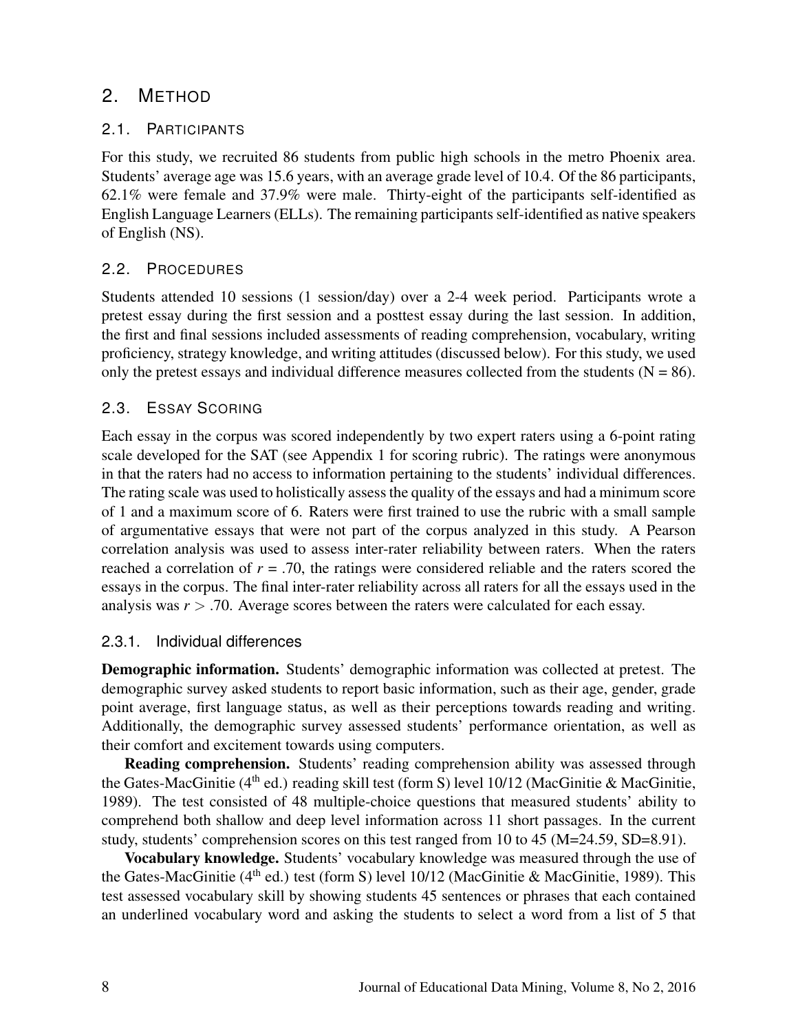# 2. METHOD

## 2.1. PARTICIPANTS

For this study, we recruited 86 students from public high schools in the metro Phoenix area. Students' average age was 15.6 years, with an average grade level of 10.4. Of the 86 participants, 62.1% were female and 37.9% were male. Thirty-eight of the participants self-identified as English Language Learners (ELLs). The remaining participants self-identified as native speakers of English (NS).

## 2.2. PROCEDURES

Students attended 10 sessions (1 session/day) over a 2-4 week period. Participants wrote a pretest essay during the first session and a posttest essay during the last session. In addition, the first and final sessions included assessments of reading comprehension, vocabulary, writing proficiency, strategy knowledge, and writing attitudes (discussed below). For this study, we used only the pretest essays and individual difference measures collected from the students (N = 86).

## 2.3. ESSAY SCORING

Each essay in the corpus was scored independently by two expert raters using a 6-point rating scale developed for the SAT (see Appendix 1 for scoring rubric). The ratings were anonymous in that the raters had no access to information pertaining to the students' individual differences. The rating scale was used to holistically assess the quality of the essays and had a minimum score of 1 and a maximum score of 6. Raters were first trained to use the rubric with a small sample of argumentative essays that were not part of the corpus analyzed in this study. A Pearson correlation analysis was used to assess inter-rater reliability between raters. When the raters reached a correlation of $r = .70$, the ratings were considered reliable and the raters scored the essays in the corpus. The final inter-rater reliability across all raters for all the essays used in the analysis was $r > .70$. Average scores between the raters were calculated for each essay.

### 2.3.1. Individual differences

**Demographic information.** Students' demographic information was collected at pretest. The demographic survey asked students to report basic information, such as their age, gender, grade point average, first language status, as well as their perceptions towards reading and writing. Additionally, the demographic survey assessed students' performance orientation, as well as their comfort and excitement towards using computers.

**Reading comprehension.** Students' reading comprehension ability was assessed through the Gates-MacGinitie (4th ed.) reading skill test (form S) level 10/12 (MacGinitie & MacGinitie, 1989). The test consisted of 48 multiple-choice questions that measured students' ability to comprehend both shallow and deep level information across 11 short passages. In the current study, students' comprehension scores on this test ranged from 10 to 45 (M=24.59, SD=8.91).

**Vocabulary knowledge.** Students' vocabulary knowledge was measured through the use of the Gates-MacGinitie (4th ed.) test (form S) level 10/12 (MacGinitie & MacGinitie, 1989). This test assessed vocabulary skill by showing students 45 sentences or phrases that each contained an underlined vocabulary word and asking the students to select a word from a list of 5 that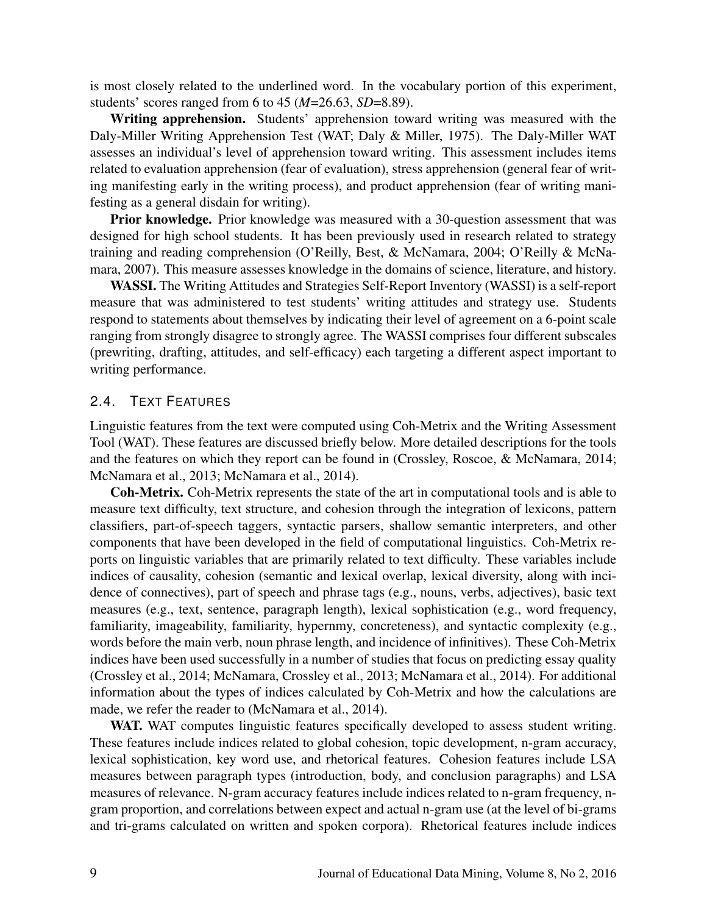is most closely related to the underlined word. In the vocabulary portion of this experiment, students' scores ranged from 6 to 45 (*M*=26.63, *SD*=8.89).

**Writing apprehension.** Students' apprehension toward writing was measured with the Daly-Miller Writing Apprehension Test (WAT; Daly & Miller, 1975). The Daly-Miller WAT assesses an individual's level of apprehension toward writing. This assessment includes items related to evaluation apprehension (fear of evaluation), stress apprehension (general fear of writing manifesting early in the writing process), and product apprehension (fear of writing manifesting as a general disdain for writing).

**Prior knowledge.** Prior knowledge was measured with a 30-question assessment that was designed for high school students. It has been previously used in research related to strategy training and reading comprehension (O'Reilly, Best, & McNamara, 2004; O'Reilly & McNamara, 2007). This measure assesses knowledge in the domains of science, literature, and history.

**WASSI.** The Writing Attitudes and Strategies Self-Report Inventory (WASSI) is a self-report measure that was administered to test students' writing attitudes and strategy use. Students respond to statements about themselves by indicating their level of agreement on a 6-point scale ranging from strongly disagree to strongly agree. The WASSI comprises four different subscales (prewriting, drafting, attitudes, and self-efficacy) each targeting a different aspect important to writing performance.

### 2.4. Text Features

Linguistic features from the text were computed using Coh-Metrix and the Writing Assessment Tool (WAT). These features are discussed briefly below. More detailed descriptions for the tools and the features on which they report can be found in (Crossley, Roscoe, & McNamara, 2014; McNamara et al., 2013; McNamara et al., 2014).

**Coh-Metrix.** Coh-Metrix represents the state of the art in computational tools and is able to measure text difficulty, text structure, and cohesion through the integration of lexicons, pattern classifiers, part-of-speech taggers, syntactic parsers, shallow semantic interpreters, and other components that have been developed in the field of computational linguistics. Coh-Metrix reports on linguistic variables that are primarily related to text difficulty. These variables include indices of causality, cohesion (semantic and lexical overlap, lexical diversity, along with incidence of connectives), part of speech and phrase tags (e.g., nouns, verbs, adjectives), basic text measures (e.g., text, sentence, paragraph length), lexical sophistication (e.g., word frequency, familiarity, imageability, familiarity, hypernmy, concreteness), and syntactic complexity (e.g., words before the main verb, noun phrase length, and incidence of infinitives). These Coh-Metrix indices have been used successfully in a number of studies that focus on predicting essay quality (Crossley et al., 2014; McNamara, Crossley et al., 2013; McNamara et al., 2014). For additional information about the types of indices calculated by Coh-Metrix and how the calculations are made, we refer the reader to (McNamara et al., 2014).

**WAT.** WAT computes linguistic features specifically developed to assess student writing. These features include indices related to global cohesion, topic development, n-gram accuracy, lexical sophistication, key word use, and rhetorical features. Cohesion features include LSA measures between paragraph types (introduction, body, and conclusion paragraphs) and LSA measures of relevance. N-gram accuracy features include indices related to n-gram frequency, n-gram proportion, and correlations between expect and actual n-gram use (at the level of bi-grams and tri-grams calculated on written and spoken corpora). Rhetorical features include indices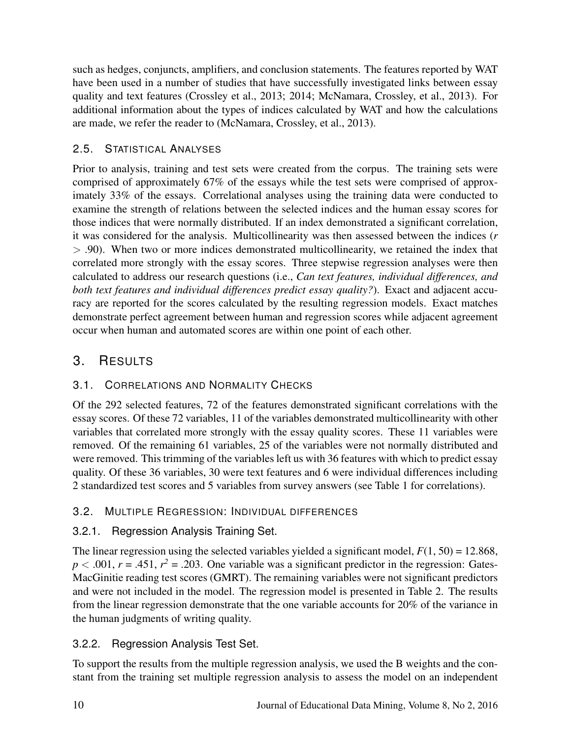such as hedges, conjuncts, amplifiers, and conclusion statements. The features reported by WAT have been used in a number of studies that have successfully investigated links between essay quality and text features (Crossley et al., 2013; 2014; McNamara, Crossley, et al., 2013). For additional information about the types of indices calculated by WAT and how the calculations are made, we refer the reader to (McNamara, Crossley, et al., 2013).

### 2.5. Statistical Analyses

Prior to analysis, training and test sets were created from the corpus. The training sets were comprised of approximately 67% of the essays while the test sets were comprised of approximately 33% of the essays. Correlational analyses using the training data were conducted to examine the strength of relations between the selected indices and the human essay scores for those indices that were normally distributed. If an index demonstrated a significant correlation, it was considered for the analysis. Multicollinearity was then assessed between the indices ($r > .90$). When two or more indices demonstrated multicollinearity, we retained the index that correlated more strongly with the essay scores. Three stepwise regression analyses were then calculated to address our research questions (i.e., *Can text features, individual differences, and both text features and individual differences predict essay quality?*). Exact and adjacent accuracy are reported for the scores calculated by the resulting regression models. Exact matches demonstrate perfect agreement between human and regression scores while adjacent agreement occur when human and automated scores are within one point of each other.

## 3. Results

### 3.1. Correlations and Normality Checks

Of the 292 selected features, 72 of the features demonstrated significant correlations with the essay scores. Of these 72 variables, 11 of the variables demonstrated multicollinearity with other variables that correlated more strongly with the essay quality scores. These 11 variables were removed. Of the remaining 61 variables, 25 of the variables were not normally distributed and were removed. This trimming of the variables left us with 36 features with which to predict essay quality. Of these 36 variables, 30 were text features and 6 were individual differences including 2 standardized test scores and 5 variables from survey answers (see Table 1 for correlations).

### 3.2. Multiple Regression: Individual differences

#### 3.2.1. Regression Analysis Training Set.

The linear regression using the selected variables yielded a significant model, $F(1, 50) = 12.868$, $p < .001$, $r = .451$, $r^2 = .203$. One variable was a significant predictor in the regression: Gates-MacGinitie reading test scores (GMRT). The remaining variables were not significant predictors and were not included in the model. The regression model is presented in Table 2. The results from the linear regression demonstrate that the one variable accounts for 20% of the variance in the human judgments of writing quality.

#### 3.2.2. Regression Analysis Test Set.

To support the results from the multiple regression analysis, we used the B weights and the constant from the training set multiple regression analysis to assess the model on an independent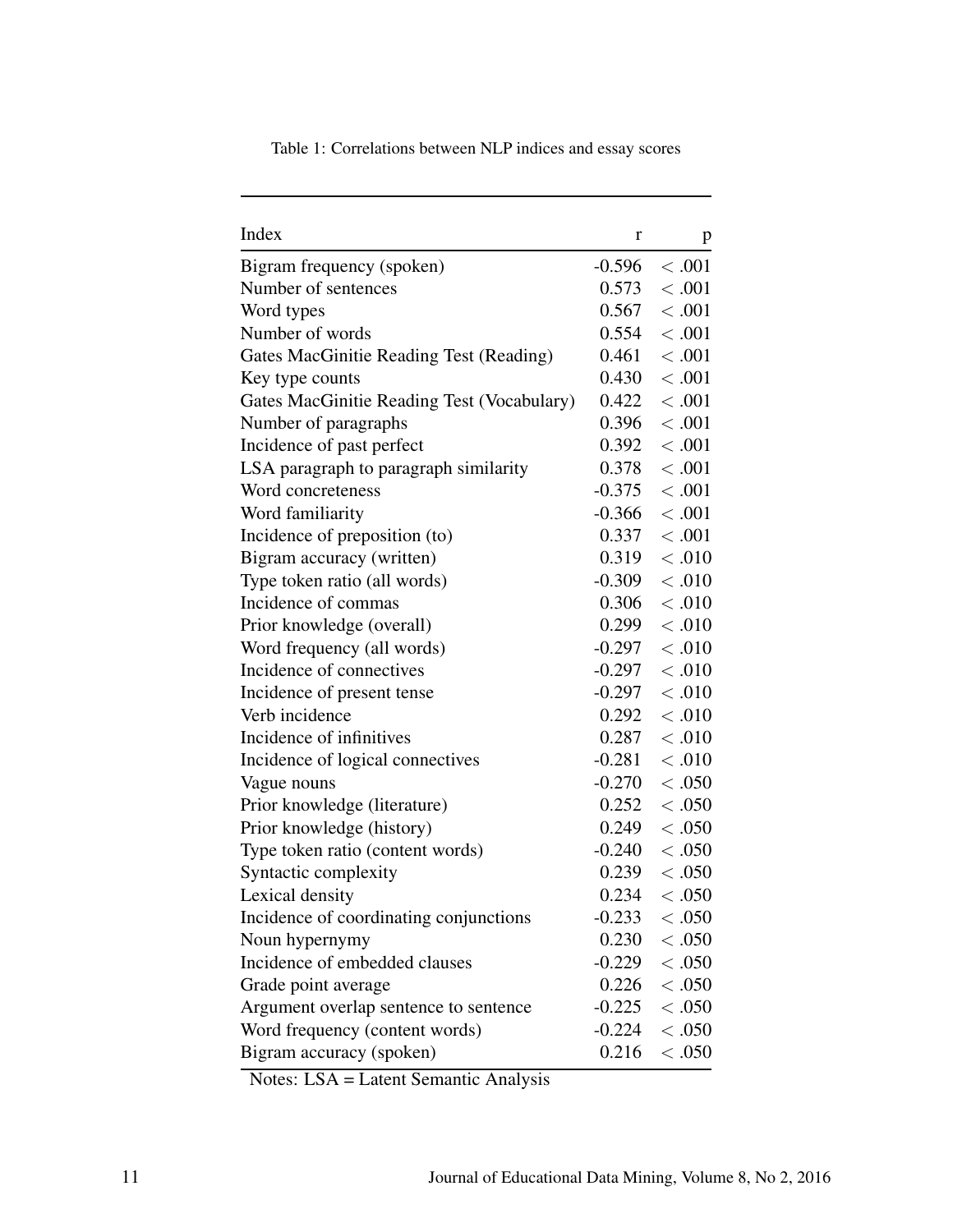Table 1: Correlations between NLP indices and essay scores

| Index | r | p |
|---|---|---|
| Bigram frequency (spoken) | -0.596 | $< .001$ |
| Number of sentences | 0.573 | $< .001$ |
| Word types | 0.567 | $< .001$ |
| Number of words | 0.554 | $< .001$ |
| Gates MacGinitie Reading Test (Reading) | 0.461 | $< .001$ |
| Key type counts | 0.430 | $< .001$ |
| Gates MacGinitie Reading Test (Vocabulary) | 0.422 | $< .001$ |
| Number of paragraphs | 0.396 | $< .001$ |
| Incidence of past perfect | 0.392 | $< .001$ |
| LSA paragraph to paragraph similarity | 0.378 | $< .001$ |
| Word concreteness | -0.375 | $< .001$ |
| Word familiarity | -0.366 | $< .001$ |
| Incidence of preposition (to) | 0.337 | $< .001$ |
| Bigram accuracy (written) | 0.319 | $< .010$ |
| Type token ratio (all words) | -0.309 | $< .010$ |
| Incidence of commas | 0.306 | $< .010$ |
| Prior knowledge (overall) | 0.299 | $< .010$ |
| Word frequency (all words) | -0.297 | $< .010$ |
| Incidence of connectives | -0.297 | $< .010$ |
| Incidence of present tense | -0.297 | $< .010$ |
| Verb incidence | 0.292 | $< .010$ |
| Incidence of infinitives | 0.287 | $< .010$ |
| Incidence of logical connectives | -0.281 | $< .010$ |
| Vague nouns | -0.270 | $< .050$ |
| Prior knowledge (literature) | 0.252 | $< .050$ |
| Prior knowledge (history) | 0.249 | $< .050$ |
| Type token ratio (content words) | -0.240 | $< .050$ |
| Syntactic complexity | 0.239 | $< .050$ |
| Lexical density | 0.234 | $< .050$ |
| Incidence of coordinating conjunctions | -0.233 | $< .050$ |
| Noun hypernymy | 0.230 | $< .050$ |
| Incidence of embedded clauses | -0.229 | $< .050$ |
| Grade point average | 0.226 | $< .050$ |
| Argument overlap sentence to sentence | -0.225 | $< .050$ |
| Word frequency (content words) | -0.224 | $< .050$ |
| Bigram accuracy (spoken) | 0.216 | $< .050$ |

Notes: LSA = Latent Semantic Analysis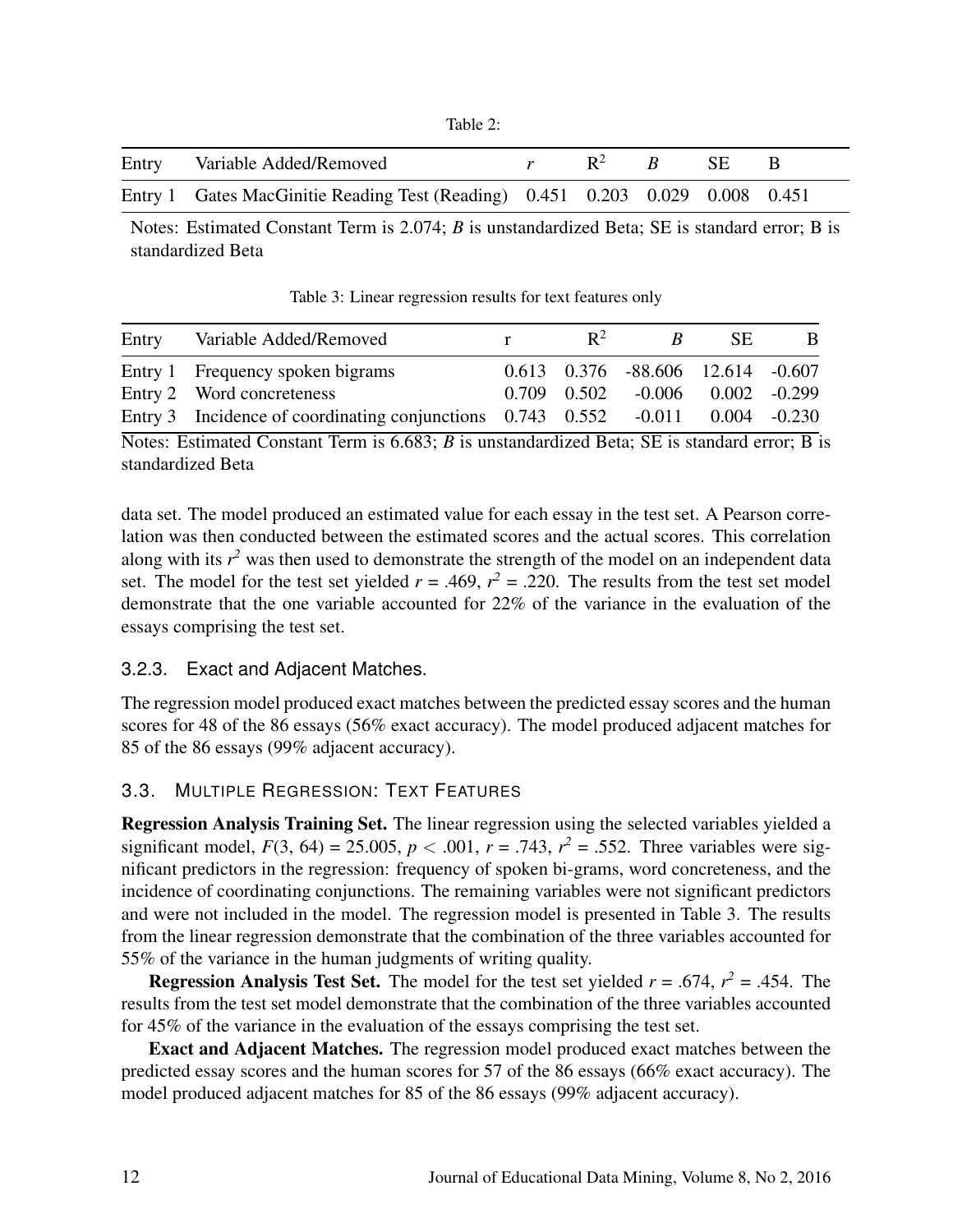Table 2:

| Entry | Variable Added/Removed | *r* | R$^2$ | *B* | SE | B |
|---|---|---|---|---|---|---|
| Entry 1 | Gates MacGinitie Reading Test (Reading) | 0.451 | 0.203 | 0.029 | 0.008 | 0.451 |

Notes: Estimated Constant Term is 2.074; *B* is unstandardized Beta; SE is standard error; B is standardized Beta

Table 3: Linear regression results for text features only

| Entry | Variable Added/Removed | r | R$^2$ | *B* | SE | B |
|---|---|---|---|---|---|---|
| Entry 1 | Frequency spoken bigrams | 0.613 | 0.376 | -88.606 | 12.614 | -0.607 |
| Entry 2 | Word concreteness | 0.709 | 0.502 | -0.006 | 0.002 | -0.299 |
| Entry 3 | Incidence of coordinating conjunctions | 0.743 | 0.552 | -0.011 | 0.004 | -0.230 |

Notes: Estimated Constant Term is 6.683; *B* is unstandardized Beta; SE is standard error; B is standardized Beta

data set. The model produced an estimated value for each essay in the test set. A Pearson correlation was then conducted between the estimated scores and the actual scores. This correlation along with its $r^2$ was then used to demonstrate the strength of the model on an independent data set. The model for the test set yielded $r = .469$, $r^2 = .220$. The results from the test set model demonstrate that the one variable accounted for 22% of the variance in the evaluation of the essays comprising the test set.

#### 3.2.3. Exact and Adjacent Matches.

The regression model produced exact matches between the predicted essay scores and the human scores for 48 of the 86 essays (56% exact accuracy). The model produced adjacent matches for 85 of the 86 essays (99% adjacent accuracy).

### 3.3. Multiple Regression: Text Features

**Regression Analysis Training Set.** The linear regression using the selected variables yielded a significant model, $F(3, 64) = 25.005$, $p < .001$, $r = .743$, $r^2 = .552$. Three variables were significant predictors in the regression: frequency of spoken bi-grams, word concreteness, and the incidence of coordinating conjunctions. The remaining variables were not significant predictors and were not included in the model. The regression model is presented in Table 3. The results from the linear regression demonstrate that the combination of the three variables accounted for 55% of the variance in the human judgments of writing quality.

**Regression Analysis Test Set.** The model for the test set yielded $r = .674$, $r^2 = .454$. The results from the test set model demonstrate that the combination of the three variables accounted for 45% of the variance in the evaluation of the essays comprising the test set.

**Exact and Adjacent Matches.** The regression model produced exact matches between the predicted essay scores and the human scores for 57 of the 86 essays (66% exact accuracy). The model produced adjacent matches for 85 of the 86 essays (99% adjacent accuracy).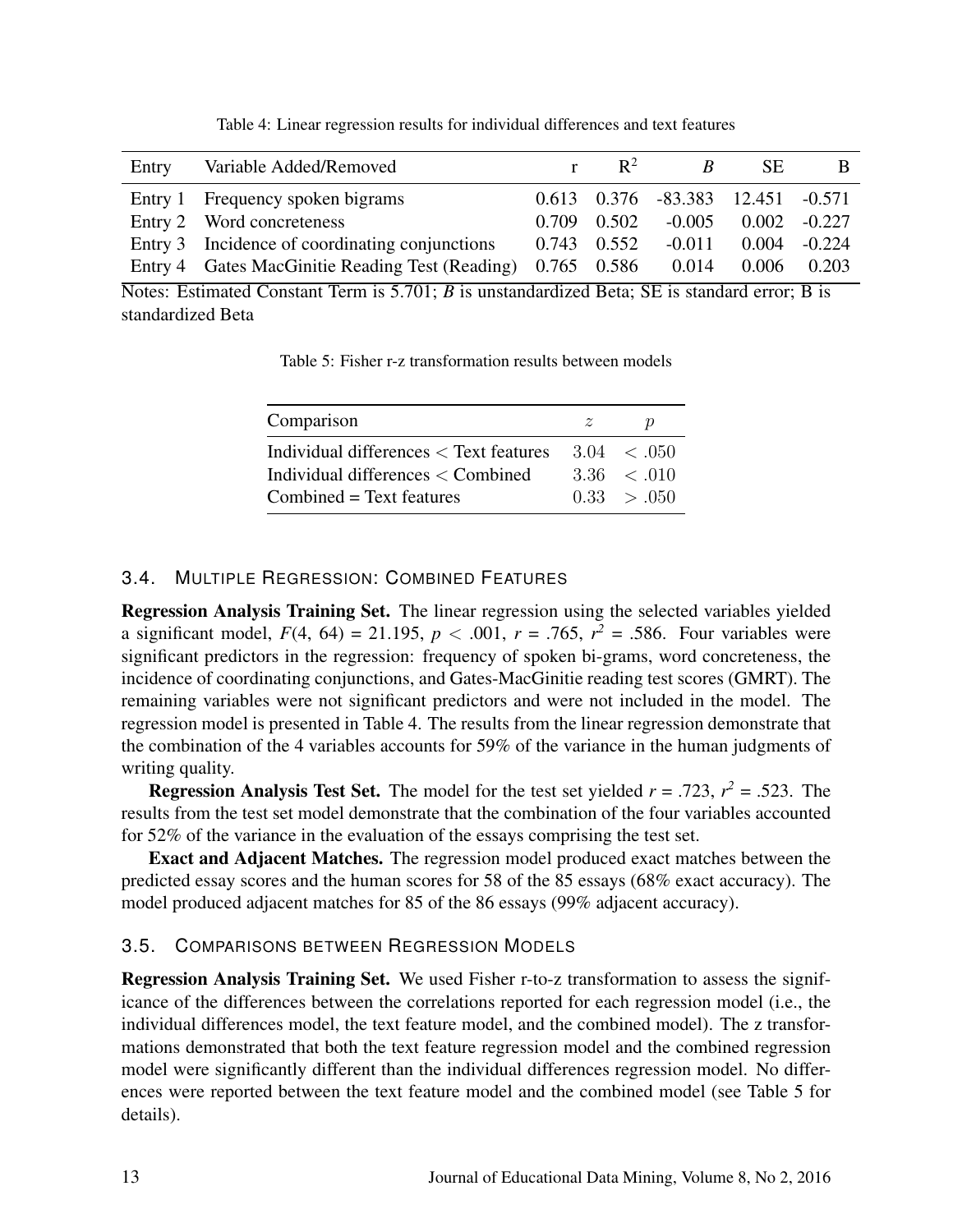Table 4: Linear regression results for individual differences and text features

| Entry | Variable Added/Removed | r | $R^2$ | *B* | SE | B |
|---|---|---|---|---|---|---|
| Entry 1 | Frequency spoken bigrams | 0.613 | 0.376 | -83.383 | 12.451 | -0.571 |
| Entry 2 | Word concreteness | 0.709 | 0.502 | -0.005 | 0.002 | -0.227 |
| Entry 3 | Incidence of coordinating conjunctions | 0.743 | 0.552 | -0.011 | 0.004 | -0.224 |
| Entry 4 | Gates MacGinitie Reading Test (Reading) | 0.765 | 0.586 | 0.014 | 0.006 | 0.203 |

Notes: Estimated Constant Term is 5.701; *B* is unstandardized Beta; SE is standard error; B is standardized Beta

Table 5: Fisher r-z transformation results between models

| Comparison | $z$ | $p$ |
|---|---|---|
| Individual differences < Text features | 3.04 | $< .050$ |
| Individual differences < Combined | 3.36 | $< .010$ |
| Combined = Text features | 0.33 | $> .050$ |

### 3.4. Multiple Regression: Combined Features

**Regression Analysis Training Set.** The linear regression using the selected variables yielded a significant model, $F(4, 64) = 21.195$, $p < .001$, $r = .765$, $r^2 = .586$. Four variables were significant predictors in the regression: frequency of spoken bi-grams, word concreteness, the incidence of coordinating conjunctions, and Gates-MacGinitie reading test scores (GMRT). The remaining variables were not significant predictors and were not included in the model. The regression model is presented in Table 4. The results from the linear regression demonstrate that the combination of the 4 variables accounts for 59% of the variance in the human judgments of writing quality.

**Regression Analysis Test Set.** The model for the test set yielded $r = .723$, $r^2 = .523$. The results from the test set model demonstrate that the combination of the four variables accounted for 52% of the variance in the evaluation of the essays comprising the test set.

**Exact and Adjacent Matches.** The regression model produced exact matches between the predicted essay scores and the human scores for 58 of the 85 essays (68% exact accuracy). The model produced adjacent matches for 85 of the 86 essays (99% adjacent accuracy).

### 3.5. Comparisons between Regression Models

**Regression Analysis Training Set.** We used Fisher r-to-z transformation to assess the significance of the differences between the correlations reported for each regression model (i.e., the individual differences model, the text feature model, and the combined model). The z transformations demonstrated that both the text feature regression model and the combined regression model were significantly different than the individual differences regression model. No differences were reported between the text feature model and the combined model (see Table 5 for details).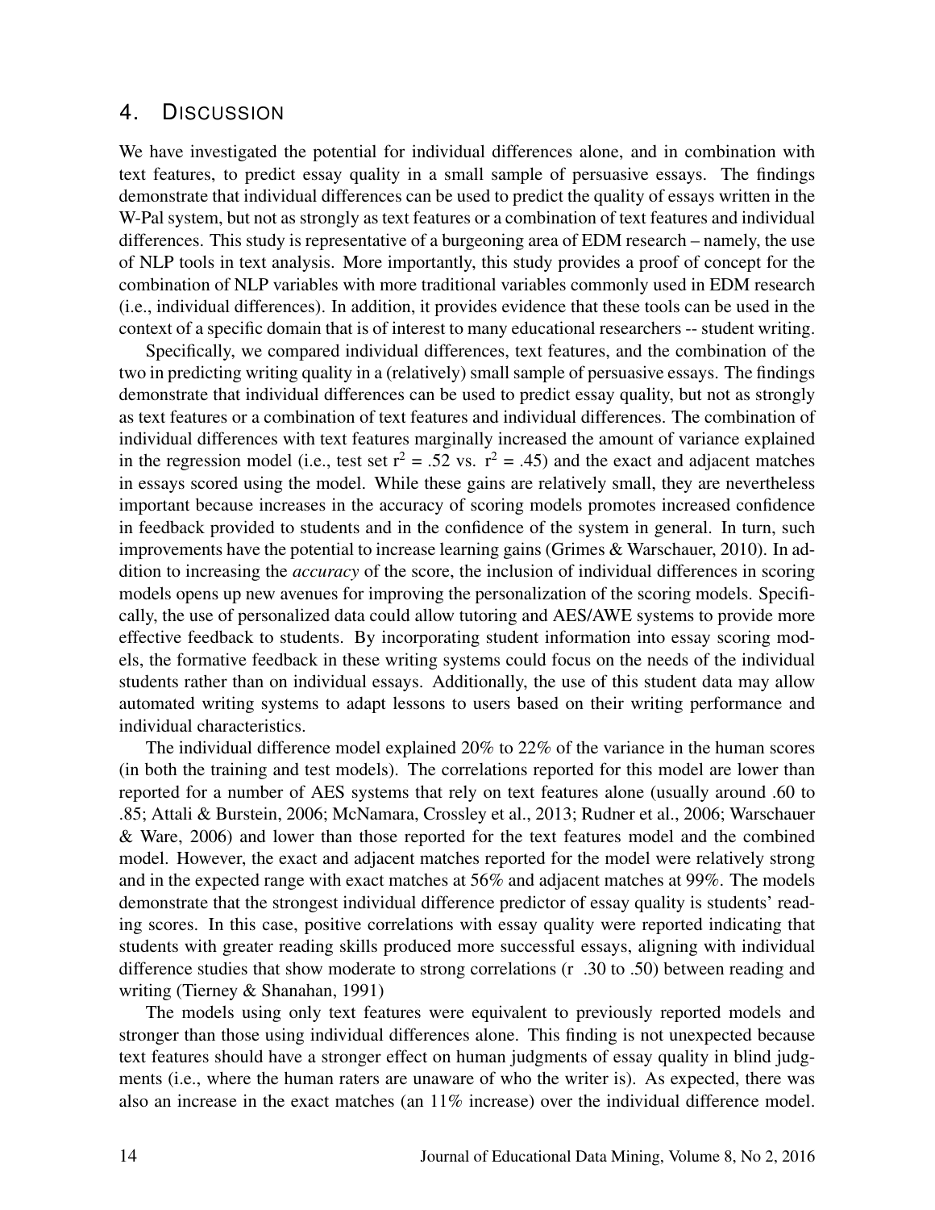## 4. Discussion

We have investigated the potential for individual differences alone, and in combination with text features, to predict essay quality in a small sample of persuasive essays. The findings demonstrate that individual differences can be used to predict the quality of essays written in the W-Pal system, but not as strongly as text features or a combination of text features and individual differences. This study is representative of a burgeoning area of EDM research – namely, the use of NLP tools in text analysis. More importantly, this study provides a proof of concept for the combination of NLP variables with more traditional variables commonly used in EDM research (i.e., individual differences). In addition, it provides evidence that these tools can be used in the context of a specific domain that is of interest to many educational researchers -- student writing.

Specifically, we compared individual differences, text features, and the combination of the two in predicting writing quality in a (relatively) small sample of persuasive essays. The findings demonstrate that individual differences can be used to predict essay quality, but not as strongly as text features or a combination of text features and individual differences. The combination of individual differences with text features marginally increased the amount of variance explained in the regression model (i.e., test set $r^2 = .52$ vs. $r^2 = .45$) and the exact and adjacent matches in essays scored using the model. While these gains are relatively small, they are nevertheless important because increases in the accuracy of scoring models promotes increased confidence in feedback provided to students and in the confidence of the system in general. In turn, such improvements have the potential to increase learning gains (Grimes & Warschauer, 2010). In addition to increasing the *accuracy* of the score, the inclusion of individual differences in scoring models opens up new avenues for improving the personalization of the scoring models. Specifically, the use of personalized data could allow tutoring and AES/AWE systems to provide more effective feedback to students. By incorporating student information into essay scoring models, the formative feedback in these writing systems could focus on the needs of the individual students rather than on individual essays. Additionally, the use of this student data may allow automated writing systems to adapt lessons to users based on their writing performance and individual characteristics.

The individual difference model explained 20% to 22% of the variance in the human scores (in both the training and test models). The correlations reported for this model are lower than reported for a number of AES systems that rely on text features alone (usually around .60 to .85; Attali & Burstein, 2006; McNamara, Crossley et al., 2013; Rudner et al., 2006; Warschauer & Ware, 2006) and lower than those reported for the text features model and the combined model. However, the exact and adjacent matches reported for the model were relatively strong and in the expected range with exact matches at 56% and adjacent matches at 99%. The models demonstrate that the strongest individual difference predictor of essay quality is students' reading scores. In this case, positive correlations with essay quality were reported indicating that students with greater reading skills produced more successful essays, aligning with individual difference studies that show moderate to strong correlations (r .30 to .50) between reading and writing (Tierney & Shanahan, 1991)

The models using only text features were equivalent to previously reported models and stronger than those using individual differences alone. This finding is not unexpected because text features should have a stronger effect on human judgments of essay quality in blind judgments (i.e., where the human raters are unaware of who the writer is). As expected, there was also an increase in the exact matches (an 11% increase) over the individual difference model.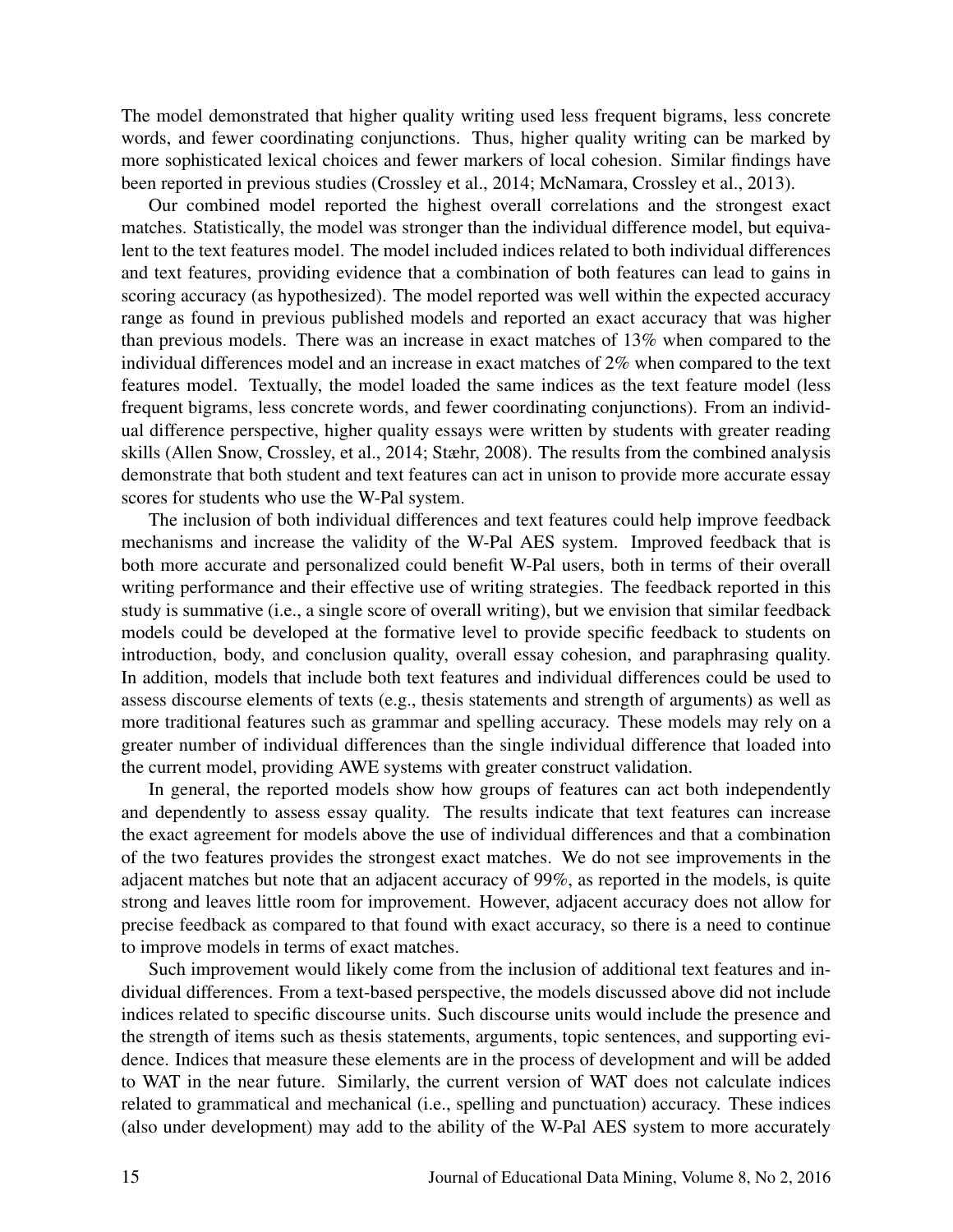The model demonstrated that higher quality writing used less frequent bigrams, less concrete words, and fewer coordinating conjunctions. Thus, higher quality writing can be marked by more sophisticated lexical choices and fewer markers of local cohesion. Similar findings have been reported in previous studies (Crossley et al., 2014; McNamara, Crossley et al., 2013).

Our combined model reported the highest overall correlations and the strongest exact matches. Statistically, the model was stronger than the individual difference model, but equivalent to the text features model. The model included indices related to both individual differences and text features, providing evidence that a combination of both features can lead to gains in scoring accuracy (as hypothesized). The model reported was well within the expected accuracy range as found in previous published models and reported an exact accuracy that was higher than previous models. There was an increase in exact matches of 13% when compared to the individual differences model and an increase in exact matches of 2% when compared to the text features model. Textually, the model loaded the same indices as the text feature model (less frequent bigrams, less concrete words, and fewer coordinating conjunctions). From an individual difference perspective, higher quality essays were written by students with greater reading skills (Allen Snow, Crossley, et al., 2014; Stæhr, 2008). The results from the combined analysis demonstrate that both student and text features can act in unison to provide more accurate essay scores for students who use the W-Pal system.

The inclusion of both individual differences and text features could help improve feedback mechanisms and increase the validity of the W-Pal AES system. Improved feedback that is both more accurate and personalized could benefit W-Pal users, both in terms of their overall writing performance and their effective use of writing strategies. The feedback reported in this study is summative (i.e., a single score of overall writing), but we envision that similar feedback models could be developed at the formative level to provide specific feedback to students on introduction, body, and conclusion quality, overall essay cohesion, and paraphrasing quality. In addition, models that include both text features and individual differences could be used to assess discourse elements of texts (e.g., thesis statements and strength of arguments) as well as more traditional features such as grammar and spelling accuracy. These models may rely on a greater number of individual differences than the single individual difference that loaded into the current model, providing AWE systems with greater construct validation.

In general, the reported models show how groups of features can act both independently and dependently to assess essay quality. The results indicate that text features can increase the exact agreement for models above the use of individual differences and that a combination of the two features provides the strongest exact matches. We do not see improvements in the adjacent matches but note that an adjacent accuracy of 99%, as reported in the models, is quite strong and leaves little room for improvement. However, adjacent accuracy does not allow for precise feedback as compared to that found with exact accuracy, so there is a need to continue to improve models in terms of exact matches.

Such improvement would likely come from the inclusion of additional text features and individual differences. From a text-based perspective, the models discussed above did not include indices related to specific discourse units. Such discourse units would include the presence and the strength of items such as thesis statements, arguments, topic sentences, and supporting evidence. Indices that measure these elements are in the process of development and will be added to WAT in the near future. Similarly, the current version of WAT does not calculate indices related to grammatical and mechanical (i.e., spelling and punctuation) accuracy. These indices (also under development) may add to the ability of the W-Pal AES system to more accurately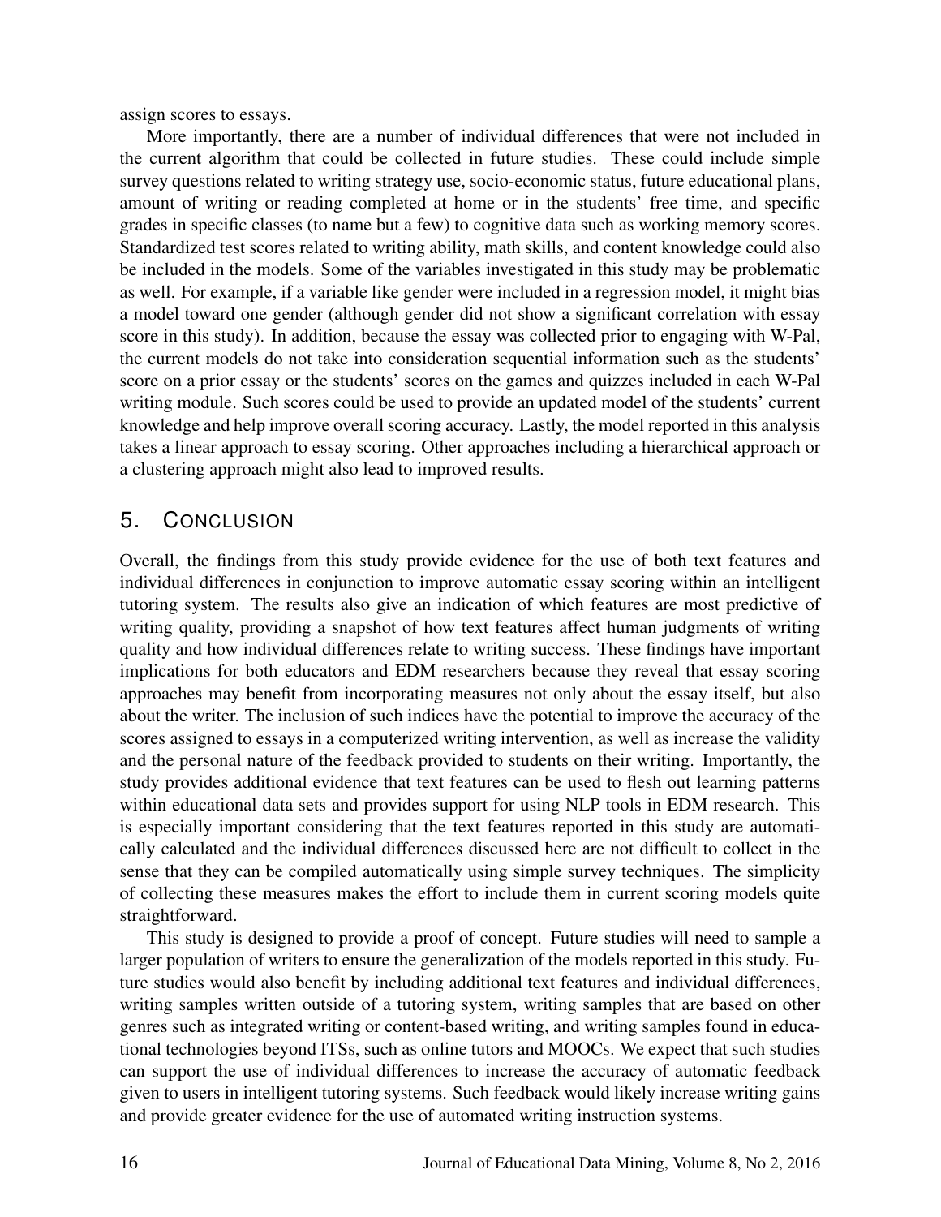assign scores to essays.

More importantly, there are a number of individual differences that were not included in the current algorithm that could be collected in future studies. These could include simple survey questions related to writing strategy use, socio-economic status, future educational plans, amount of writing or reading completed at home or in the students' free time, and specific grades in specific classes (to name but a few) to cognitive data such as working memory scores. Standardized test scores related to writing ability, math skills, and content knowledge could also be included in the models. Some of the variables investigated in this study may be problematic as well. For example, if a variable like gender were included in a regression model, it might bias a model toward one gender (although gender did not show a significant correlation with essay score in this study). In addition, because the essay was collected prior to engaging with W-Pal, the current models do not take into consideration sequential information such as the students' score on a prior essay or the students' scores on the games and quizzes included in each W-Pal writing module. Such scores could be used to provide an updated model of the students' current knowledge and help improve overall scoring accuracy. Lastly, the model reported in this analysis takes a linear approach to essay scoring. Other approaches including a hierarchical approach or a clustering approach might also lead to improved results.

## 5. Conclusion

Overall, the findings from this study provide evidence for the use of both text features and individual differences in conjunction to improve automatic essay scoring within an intelligent tutoring system. The results also give an indication of which features are most predictive of writing quality, providing a snapshot of how text features affect human judgments of writing quality and how individual differences relate to writing success. These findings have important implications for both educators and EDM researchers because they reveal that essay scoring approaches may benefit from incorporating measures not only about the essay itself, but also about the writer. The inclusion of such indices have the potential to improve the accuracy of the scores assigned to essays in a computerized writing intervention, as well as increase the validity and the personal nature of the feedback provided to students on their writing. Importantly, the study provides additional evidence that text features can be used to flesh out learning patterns within educational data sets and provides support for using NLP tools in EDM research. This is especially important considering that the text features reported in this study are automatically calculated and the individual differences discussed here are not difficult to collect in the sense that they can be compiled automatically using simple survey techniques. The simplicity of collecting these measures makes the effort to include them in current scoring models quite straightforward.

This study is designed to provide a proof of concept. Future studies will need to sample a larger population of writers to ensure the generalization of the models reported in this study. Future studies would also benefit by including additional text features and individual differences, writing samples written outside of a tutoring system, writing samples that are based on other genres such as integrated writing or content-based writing, and writing samples found in educational technologies beyond ITSs, such as online tutors and MOOCs. We expect that such studies can support the use of individual differences to increase the accuracy of automatic feedback given to users in intelligent tutoring systems. Such feedback would likely increase writing gains and provide greater evidence for the use of automated writing instruction systems.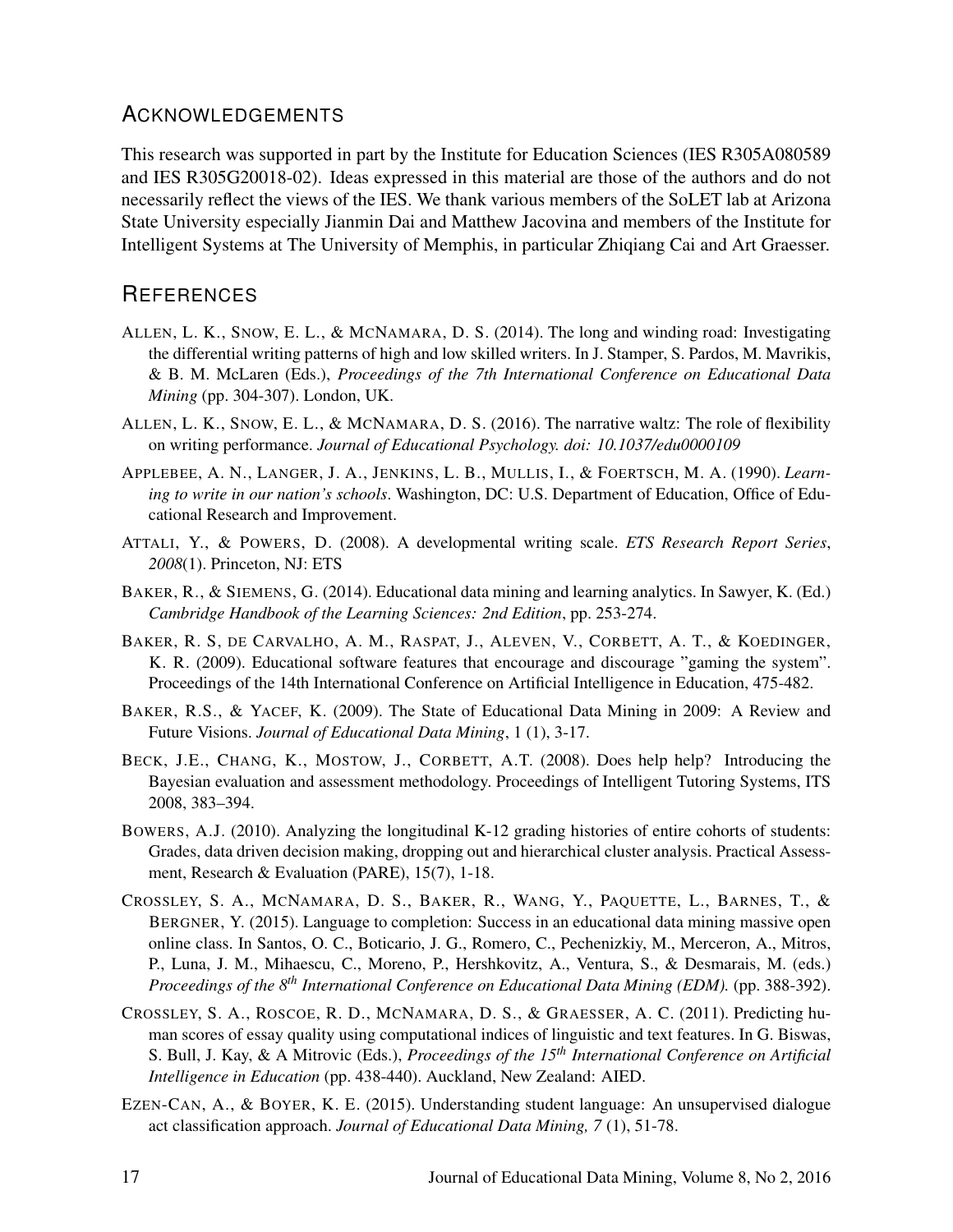## Acknowledgements

This research was supported in part by the Institute for Education Sciences (IES R305A080589 and IES R305G20018-02). Ideas expressed in this material are those of the authors and do not necessarily reflect the views of the IES. We thank various members of the SoLET lab at Arizona State University especially Jianmin Dai and Matthew Jacovina and members of the Institute for Intelligent Systems at The University of Memphis, in particular Zhiqiang Cai and Art Graesser.

## References

Allen, L. K., Snow, E. L., & McNamara, D. S. (2014). The long and winding road: Investigating the differential writing patterns of high and low skilled writers. In J. Stamper, S. Pardos, M. Mavrikis, & B. M. McLaren (Eds.), *Proceedings of the 7th International Conference on Educational Data Mining* (pp. 304-307). London, UK.

Allen, L. K., Snow, E. L., & McNamara, D. S. (2016). The narrative waltz: The role of flexibility on writing performance. *Journal of Educational Psychology. doi: 10.1037/edu0000109*

Applebee, A. N., Langer, J. A., Jenkins, L. B., Mullis, I., & Foertsch, M. A. (1990). *Learning to write in our nation's schools*. Washington, DC: U.S. Department of Education, Office of Educational Research and Improvement.

Attali, Y., & Powers, D. (2008). A developmental writing scale. *ETS Research Report Series*, *2008*(1). Princeton, NJ: ETS

Baker, R., & Siemens, G. (2014). Educational data mining and learning analytics. In Sawyer, K. (Ed.) *Cambridge Handbook of the Learning Sciences: 2nd Edition*, pp. 253-274.

Baker, R. S, de Carvalho, A. M., Raspat, J., Aleven, V., Corbett, A. T., & Koedinger, K. R. (2009). Educational software features that encourage and discourage "gaming the system". Proceedings of the 14th International Conference on Artificial Intelligence in Education, 475-482.

Baker, R.S., & Yacef, K. (2009). The State of Educational Data Mining in 2009: A Review and Future Visions. *Journal of Educational Data Mining*, 1 (1), 3-17.

Beck, J.E., Chang, K., Mostow, J., Corbett, A.T. (2008). Does help help? Introducing the Bayesian evaluation and assessment methodology. Proceedings of Intelligent Tutoring Systems, ITS 2008, 383–394.

Bowers, A.J. (2010). Analyzing the longitudinal K-12 grading histories of entire cohorts of students: Grades, data driven decision making, dropping out and hierarchical cluster analysis. Practical Assessment, Research & Evaluation (PARE), 15(7), 1-18.

Crossley, S. A., McNamara, D. S., Baker, R., Wang, Y., Paquette, L., Barnes, T., & Bergner, Y. (2015). Language to completion: Success in an educational data mining massive open online class. In Santos, O. C., Boticario, J. G., Romero, C., Pechenizkiy, M., Merceron, A., Mitros, P., Luna, J. M., Mihaescu, C., Moreno, P., Hershkovitz, A., Ventura, S., & Desmarais, M. (eds.) *Proceedings of the 8th International Conference on Educational Data Mining (EDM).* (pp. 388-392).

Crossley, S. A., Roscoe, R. D., McNamara, D. S., & Graesser, A. C. (2011). Predicting human scores of essay quality using computational indices of linguistic and text features. In G. Biswas, S. Bull, J. Kay, & A Mitrovic (Eds.), *Proceedings of the 15th International Conference on Artificial Intelligence in Education* (pp. 438-440). Auckland, New Zealand: AIED.

Ezen-Can, A., & Boyer, K. E. (2015). Understanding student language: An unsupervised dialogue act classification approach. *Journal of Educational Data Mining, 7* (1), 51-78.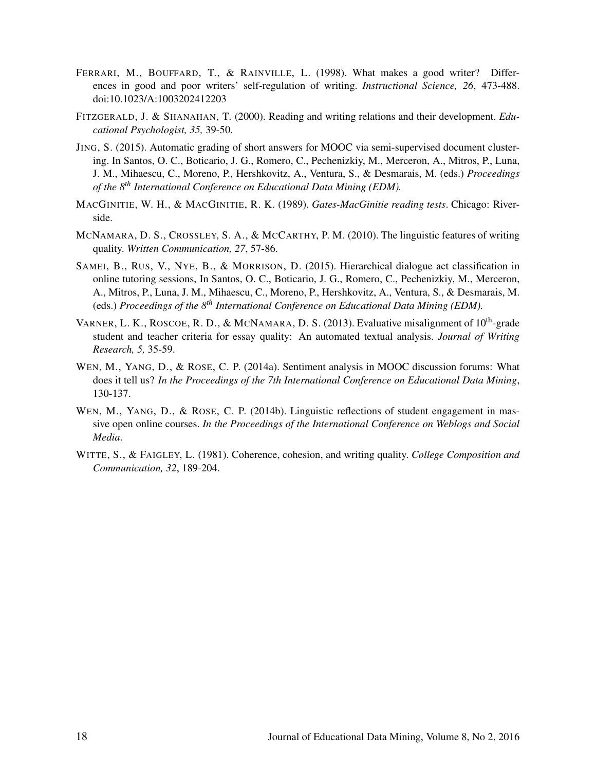FERRARI, M., BOUFFARD, T., & RAINVILLE, L. (1998). What makes a good writer? Differences in good and poor writers' self-regulation of writing. *Instructional Science, 26*, 473-488. doi:10.1023/A:1003202412203

FITZGERALD, J. & SHANAHAN, T. (2000). Reading and writing relations and their development. *Educational Psychologist, 35,* 39-50.

JING, S. (2015). Automatic grading of short answers for MOOC via semi-supervised document clustering. In Santos, O. C., Boticario, J. G., Romero, C., Pechenizkiy, M., Merceron, A., Mitros, P., Luna, J. M., Mihaescu, C., Moreno, P., Hershkovitz, A., Ventura, S., & Desmarais, M. (eds.) *Proceedings of the 8th International Conference on Educational Data Mining (EDM).*

MACGINITIE, W. H., & MACGINITIE, R. K. (1989). *Gates-MacGinitie reading tests*. Chicago: Riverside.

MCNAMARA, D. S., CROSSLEY, S. A., & MCCARTHY, P. M. (2010). The linguistic features of writing quality. *Written Communication, 27*, 57-86.

SAMEI, B., RUS, V., NYE, B., & MORRISON, D. (2015). Hierarchical dialogue act classification in online tutoring sessions, In Santos, O. C., Boticario, J. G., Romero, C., Pechenizkiy, M., Merceron, A., Mitros, P., Luna, J. M., Mihaescu, C., Moreno, P., Hershkovitz, A., Ventura, S., & Desmarais, M. (eds.) *Proceedings of the 8th International Conference on Educational Data Mining (EDM).*

VARNER, L. K., ROSCOE, R. D., & MCNAMARA, D. S. (2013). Evaluative misalignment of 10th-grade student and teacher criteria for essay quality: An automated textual analysis. *Journal of Writing Research, 5,* 35-59.

WEN, M., YANG, D., & ROSE, C. P. (2014a). Sentiment analysis in MOOC discussion forums: What does it tell us? *In the Proceedings of the 7th International Conference on Educational Data Mining*, 130-137.

WEN, M., YANG, D., & ROSE, C. P. (2014b). Linguistic reflections of student engagement in massive open online courses. *In the Proceedings of the International Conference on Weblogs and Social Media*.

WITTE, S., & FAIGLEY, L. (1981). Coherence, cohesion, and writing quality. *College Composition and Communication, 32*, 189-204.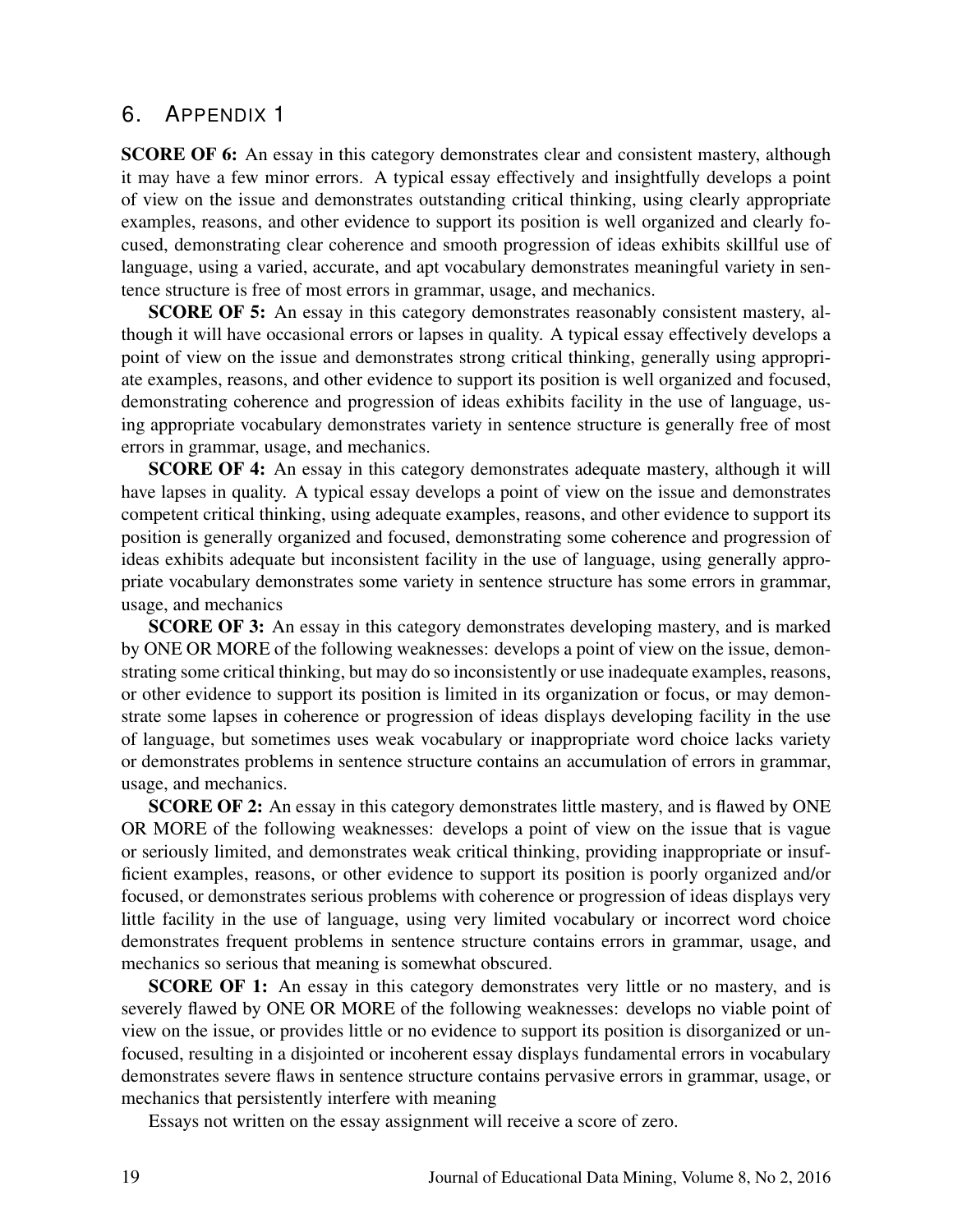## 6. Appendix 1

**SCORE OF 6:** An essay in this category demonstrates clear and consistent mastery, although it may have a few minor errors. A typical essay effectively and insightfully develops a point of view on the issue and demonstrates outstanding critical thinking, using clearly appropriate examples, reasons, and other evidence to support its position is well organized and clearly focused, demonstrating clear coherence and smooth progression of ideas exhibits skillful use of language, using a varied, accurate, and apt vocabulary demonstrates meaningful variety in sentence structure is free of most errors in grammar, usage, and mechanics.

**SCORE OF 5:** An essay in this category demonstrates reasonably consistent mastery, although it will have occasional errors or lapses in quality. A typical essay effectively develops a point of view on the issue and demonstrates strong critical thinking, generally using appropriate examples, reasons, and other evidence to support its position is well organized and focused, demonstrating coherence and progression of ideas exhibits facility in the use of language, using appropriate vocabulary demonstrates variety in sentence structure is generally free of most errors in grammar, usage, and mechanics.

**SCORE OF 4:** An essay in this category demonstrates adequate mastery, although it will have lapses in quality. A typical essay develops a point of view on the issue and demonstrates competent critical thinking, using adequate examples, reasons, and other evidence to support its position is generally organized and focused, demonstrating some coherence and progression of ideas exhibits adequate but inconsistent facility in the use of language, using generally appropriate vocabulary demonstrates some variety in sentence structure has some errors in grammar, usage, and mechanics

**SCORE OF 3:** An essay in this category demonstrates developing mastery, and is marked by ONE OR MORE of the following weaknesses: develops a point of view on the issue, demonstrating some critical thinking, but may do so inconsistently or use inadequate examples, reasons, or other evidence to support its position is limited in its organization or focus, or may demonstrate some lapses in coherence or progression of ideas displays developing facility in the use of language, but sometimes uses weak vocabulary or inappropriate word choice lacks variety or demonstrates problems in sentence structure contains an accumulation of errors in grammar, usage, and mechanics.

**SCORE OF 2:** An essay in this category demonstrates little mastery, and is flawed by ONE OR MORE of the following weaknesses: develops a point of view on the issue that is vague or seriously limited, and demonstrates weak critical thinking, providing inappropriate or insufficient examples, reasons, or other evidence to support its position is poorly organized and/or focused, or demonstrates serious problems with coherence or progression of ideas displays very little facility in the use of language, using very limited vocabulary or incorrect word choice demonstrates frequent problems in sentence structure contains errors in grammar, usage, and mechanics so serious that meaning is somewhat obscured.

**SCORE OF 1:** An essay in this category demonstrates very little or no mastery, and is severely flawed by ONE OR MORE of the following weaknesses: develops no viable point of view on the issue, or provides little or no evidence to support its position is disorganized or unfocused, resulting in a disjointed or incoherent essay displays fundamental errors in vocabulary demonstrates severe flaws in sentence structure contains pervasive errors in grammar, usage, or mechanics that persistently interfere with meaning

Essays not written on the essay assignment will receive a score of zero.